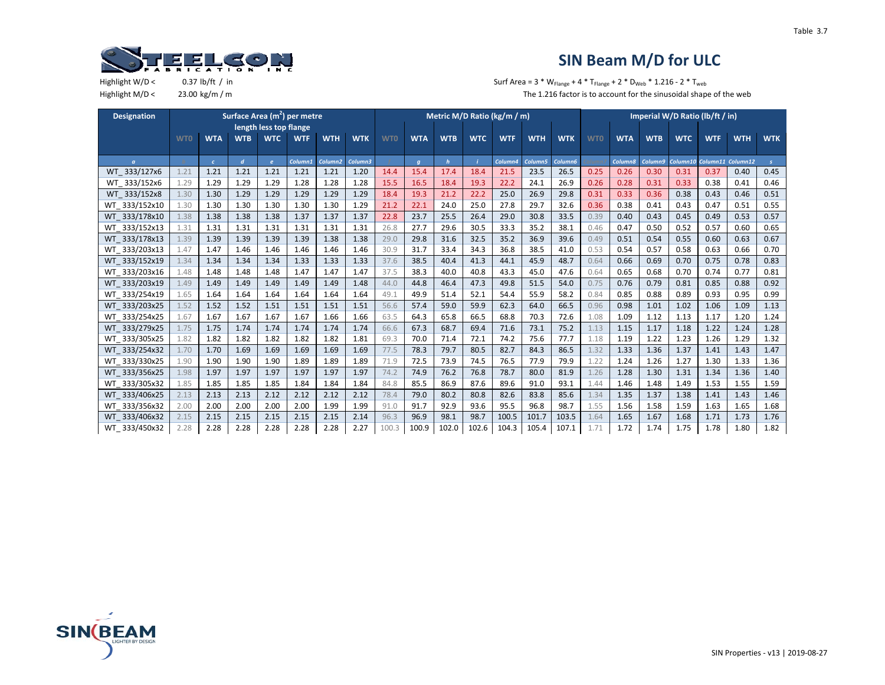Table 3.7

# SIN Beam M/D for ULC

Highlight W/D < 0.37 lb/ft / in

Highlight M/D < 23.00 kg/m / m

Surf Area = 3 * $W_{Flange}$ + 4 * $T_{Flange}$ + 2 * $D_{Web}$ * 1.216 - 2 * $T_{web}$

The 1.216 factor is to account for the sinusoidal shape of the web

| Designation | Surface Area (m$^2$) per metre length less top flange | | | | | | | Metric M/D Ratio (kg/m / m) | | | | | | | Imperial W/D Ratio (lb/ft / in) | | | | | | |
|---|---|---|---|---|---|---|---|---|---|---|---|---|---|---|---|---|---|---|---|---|---|
| | WT0 | WTA | WTB | WTC | WTF | WTH | WTK | WT0 | WTA | WTB | WTC | WTF | WTH | WTK | WT0 | WTA | WTB | WTC | WTF | WTH | WTK |
| a | | c | d | e | Column1 | Column2 | Column3 | | g | h | i | Column4 | Column5 | Column6 | | Column8 | Column9 | Column10 | Column11 | Column12 | s |
| WT_ 333/127x6 | 1.21 | 1.21 | 1.21 | 1.21 | 1.21 | 1.21 | 1.20 | 14.4 | 15.4 | 17.4 | 18.4 | 21.5 | 23.5 | 26.5 | 0.25 | 0.26 | 0.30 | 0.31 | 0.37 | 0.40 | 0.45 |
| WT_ 333/152x6 | 1.29 | 1.29 | 1.29 | 1.29 | 1.28 | 1.28 | 1.28 | 15.5 | 16.5 | 18.4 | 19.3 | 22.2 | 24.1 | 26.9 | 0.26 | 0.28 | 0.31 | 0.33 | 0.38 | 0.41 | 0.46 |
| WT_ 333/152x8 | 1.30 | 1.30 | 1.29 | 1.29 | 1.29 | 1.29 | 1.29 | 18.4 | 19.3 | 21.2 | 22.2 | 25.0 | 26.9 | 29.8 | 0.31 | 0.33 | 0.36 | 0.38 | 0.43 | 0.46 | 0.51 |
| WT_ 333/152x10 | 1.30 | 1.30 | 1.30 | 1.30 | 1.30 | 1.30 | 1.29 | 21.2 | 22.1 | 24.0 | 25.0 | 27.8 | 29.7 | 32.6 | 0.36 | 0.38 | 0.41 | 0.43 | 0.47 | 0.51 | 0.55 |
| WT_ 333/178x10 | 1.38 | 1.38 | 1.38 | 1.38 | 1.37 | 1.37 | 1.37 | 22.8 | 23.7 | 25.5 | 26.4 | 29.0 | 30.8 | 33.5 | 0.39 | 0.40 | 0.43 | 0.45 | 0.49 | 0.53 | 0.57 |
| WT_ 333/152x13 | 1.31 | 1.31 | 1.31 | 1.31 | 1.31 | 1.31 | 1.31 | 26.8 | 27.7 | 29.6 | 30.5 | 33.3 | 35.2 | 38.1 | 0.46 | 0.47 | 0.50 | 0.52 | 0.57 | 0.60 | 0.65 |
| WT_ 333/178x13 | 1.39 | 1.39 | 1.39 | 1.39 | 1.39 | 1.38 | 1.38 | 29.0 | 29.8 | 31.6 | 32.5 | 35.2 | 36.9 | 39.6 | 0.49 | 0.51 | 0.54 | 0.55 | 0.60 | 0.63 | 0.67 |
| WT_ 333/203x13 | 1.47 | 1.47 | 1.46 | 1.46 | 1.46 | 1.46 | 1.46 | 30.9 | 31.7 | 33.4 | 34.3 | 36.8 | 38.5 | 41.0 | 0.53 | 0.54 | 0.57 | 0.58 | 0.63 | 0.66 | 0.70 |
| WT_ 333/152x19 | 1.34 | 1.34 | 1.34 | 1.34 | 1.33 | 1.33 | 1.33 | 37.6 | 38.5 | 40.4 | 41.3 | 44.1 | 45.9 | 48.7 | 0.64 | 0.66 | 0.69 | 0.70 | 0.75 | 0.78 | 0.83 |
| WT_ 333/203x16 | 1.48 | 1.48 | 1.48 | 1.48 | 1.47 | 1.47 | 1.47 | 37.5 | 38.3 | 40.0 | 40.8 | 43.3 | 45.0 | 47.6 | 0.64 | 0.65 | 0.68 | 0.70 | 0.74 | 0.77 | 0.81 |
| WT_ 333/203x19 | 1.49 | 1.49 | 1.49 | 1.49 | 1.49 | 1.49 | 1.48 | 44.0 | 44.8 | 46.4 | 47.3 | 49.8 | 51.5 | 54.0 | 0.75 | 0.76 | 0.79 | 0.81 | 0.85 | 0.88 | 0.92 |
| WT_ 333/254x19 | 1.65 | 1.64 | 1.64 | 1.64 | 1.64 | 1.64 | 1.64 | 49.1 | 49.9 | 51.4 | 52.1 | 54.4 | 55.9 | 58.2 | 0.84 | 0.85 | 0.88 | 0.89 | 0.93 | 0.95 | 0.99 |
| WT_ 333/203x25 | 1.52 | 1.52 | 1.52 | 1.51 | 1.51 | 1.51 | 1.51 | 56.6 | 57.4 | 59.0 | 59.9 | 62.3 | 64.0 | 66.5 | 0.96 | 0.98 | 1.01 | 1.02 | 1.06 | 1.09 | 1.13 |
| WT_ 333/254x25 | 1.67 | 1.67 | 1.67 | 1.67 | 1.67 | 1.66 | 1.66 | 63.5 | 64.3 | 65.8 | 66.5 | 68.8 | 70.3 | 72.6 | 1.08 | 1.09 | 1.12 | 1.13 | 1.17 | 1.20 | 1.24 |
| WT_ 333/279x25 | 1.75 | 1.75 | 1.74 | 1.74 | 1.74 | 1.74 | 1.74 | 66.6 | 67.3 | 68.7 | 69.4 | 71.6 | 73.1 | 75.2 | 1.13 | 1.15 | 1.17 | 1.18 | 1.22 | 1.24 | 1.28 |
| WT_ 333/305x25 | 1.82 | 1.82 | 1.82 | 1.82 | 1.82 | 1.82 | 1.81 | 69.3 | 70.0 | 71.4 | 72.1 | 74.2 | 75.6 | 77.7 | 1.18 | 1.19 | 1.22 | 1.23 | 1.26 | 1.29 | 1.32 |
| WT_ 333/254x32 | 1.70 | 1.70 | 1.69 | 1.69 | 1.69 | 1.69 | 1.69 | 77.5 | 78.3 | 79.7 | 80.5 | 82.7 | 84.3 | 86.5 | 1.32 | 1.33 | 1.36 | 1.37 | 1.41 | 1.43 | 1.47 |
| WT_ 333/330x25 | 1.90 | 1.90 | 1.90 | 1.90 | 1.89 | 1.89 | 1.89 | 71.9 | 72.5 | 73.9 | 74.5 | 76.5 | 77.9 | 79.9 | 1.22 | 1.24 | 1.26 | 1.27 | 1.30 | 1.33 | 1.36 |
| WT_ 333/356x25 | 1.98 | 1.97 | 1.97 | 1.97 | 1.97 | 1.97 | 1.97 | 74.2 | 74.9 | 76.2 | 76.8 | 78.7 | 80.0 | 81.9 | 1.26 | 1.28 | 1.30 | 1.31 | 1.34 | 1.36 | 1.40 |
| WT_ 333/305x32 | 1.85 | 1.85 | 1.85 | 1.85 | 1.84 | 1.84 | 1.84 | 84.8 | 85.5 | 86.9 | 87.6 | 89.6 | 91.0 | 93.1 | 1.44 | 1.46 | 1.48 | 1.49 | 1.53 | 1.55 | 1.59 |
| WT_ 333/406x25 | 2.13 | 2.13 | 2.13 | 2.12 | 2.12 | 2.12 | 2.12 | 78.4 | 79.0 | 80.2 | 80.8 | 82.6 | 83.8 | 85.6 | 1.34 | 1.35 | 1.37 | 1.38 | 1.41 | 1.43 | 1.46 |
| WT_ 333/356x32 | 2.00 | 2.00 | 2.00 | 2.00 | 2.00 | 1.99 | 1.99 | 91.0 | 91.7 | 92.9 | 93.6 | 95.5 | 96.8 | 98.7 | 1.55 | 1.56 | 1.58 | 1.59 | 1.63 | 1.65 | 1.68 |
| WT_ 333/406x32 | 2.15 | 2.15 | 2.15 | 2.15 | 2.15 | 2.15 | 2.14 | 96.3 | 96.9 | 98.1 | 98.7 | 100.5 | 101.7 | 103.5 | 1.64 | 1.65 | 1.67 | 1.68 | 1.71 | 1.73 | 1.76 |
| WT_ 333/450x32 | 2.28 | 2.28 | 2.28 | 2.28 | 2.28 | 2.28 | 2.27 | 100.3 | 100.9 | 102.0 | 102.6 | 104.3 | 105.4 | 107.1 | 1.71 | 1.72 | 1.74 | 1.75 | 1.78 | 1.80 | 1.82 |

SIN Properties - v13 | 2019-08-27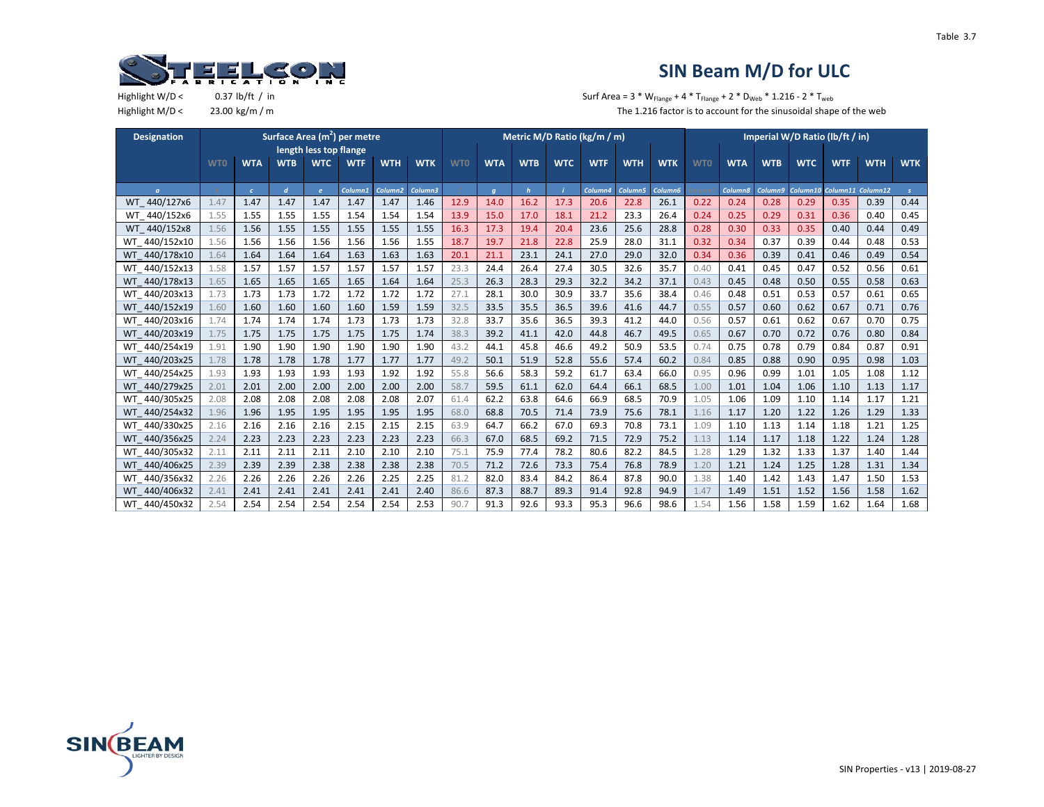# SIN Beam M/D for ULC

Highlight W/D < 0.37 lb/ft / in

Highlight M/D < 23.00 kg/m / m

Surf Area = 3 * $W_{Flange}$ + 4 * $T_{Flange}$ + 2 * $D_{Web}$ * 1.216 - 2 * $T_{web}$

The 1.216 factor is to account for the sinusoidal shape of the web

| Designation | Surface Area (m²) per metre length less top flange | | | | | | | Metric M/D Ratio (kg/m / m) | | | | | | | Imperial W/D Ratio (lb/ft / in) | | | | | | |
|---|---|---|---|---|---|---|---|---|---|---|---|---|---|---|---|---|---|---|---|---|---|
| | WT0 | WTA | WTB | WTC | WTF | WTH | WTK | WT0 | WTA | WTB | WTC | WTF | WTH | WTK | WT0 | WTA | WTB | WTC | WTF | WTH | WTK |
| a | | c | d | e | Column1 | Column2 | Column3 | | g | h | i | Column4 | Column5 | Column6 | | Column8 | Column9 | Column10 | Column11 | Column12 | s |
| WT_ 440/127x6 | 1.47 | 1.47 | 1.47 | 1.47 | 1.47 | 1.47 | 1.46 | 12.9 | 14.0 | 16.2 | 17.3 | 20.6 | 22.8 | 26.1 | 0.22 | 0.24 | 0.28 | 0.29 | 0.35 | 0.39 | 0.44 |
| WT_ 440/152x6 | 1.55 | 1.55 | 1.55 | 1.55 | 1.54 | 1.54 | 1.54 | 13.9 | 15.0 | 17.0 | 18.1 | 21.2 | 23.3 | 26.4 | 0.24 | 0.25 | 0.29 | 0.31 | 0.36 | 0.40 | 0.45 |
| WT_ 440/152x8 | 1.56 | 1.56 | 1.55 | 1.55 | 1.55 | 1.55 | 1.55 | 16.3 | 17.3 | 19.4 | 20.4 | 23.6 | 25.6 | 28.8 | 0.28 | 0.30 | 0.33 | 0.35 | 0.40 | 0.44 | 0.49 |
| WT_ 440/152x10 | 1.56 | 1.56 | 1.56 | 1.56 | 1.56 | 1.56 | 1.55 | 18.7 | 19.7 | 21.8 | 22.8 | 25.9 | 28.0 | 31.1 | 0.32 | 0.34 | 0.37 | 0.39 | 0.44 | 0.48 | 0.53 |
| WT_ 440/178x10 | 1.64 | 1.64 | 1.64 | 1.64 | 1.63 | 1.63 | 1.63 | 20.1 | 21.1 | 23.1 | 24.1 | 27.0 | 29.0 | 32.0 | 0.34 | 0.36 | 0.39 | 0.41 | 0.46 | 0.49 | 0.54 |
| WT_ 440/152x13 | 1.58 | 1.57 | 1.57 | 1.57 | 1.57 | 1.57 | 1.57 | 23.3 | 24.4 | 26.4 | 27.4 | 30.5 | 32.6 | 35.7 | 0.40 | 0.41 | 0.45 | 0.47 | 0.52 | 0.56 | 0.61 |
| WT_ 440/178x13 | 1.65 | 1.65 | 1.65 | 1.65 | 1.65 | 1.64 | 1.64 | 25.3 | 26.3 | 28.3 | 29.3 | 32.2 | 34.2 | 37.1 | 0.43 | 0.45 | 0.48 | 0.50 | 0.55 | 0.58 | 0.63 |
| WT_ 440/203x13 | 1.73 | 1.73 | 1.73 | 1.72 | 1.72 | 1.72 | 1.72 | 27.1 | 28.1 | 30.0 | 30.9 | 33.7 | 35.6 | 38.4 | 0.46 | 0.48 | 0.51 | 0.53 | 0.57 | 0.61 | 0.65 |
| WT_ 440/152x19 | 1.60 | 1.60 | 1.60 | 1.60 | 1.60 | 1.59 | 1.59 | 32.5 | 33.5 | 35.5 | 36.5 | 39.6 | 41.6 | 44.7 | 0.55 | 0.57 | 0.60 | 0.62 | 0.67 | 0.71 | 0.76 |
| WT_ 440/203x16 | 1.74 | 1.74 | 1.74 | 1.74 | 1.73 | 1.73 | 1.73 | 32.8 | 33.7 | 35.6 | 36.5 | 39.3 | 41.2 | 44.0 | 0.56 | 0.57 | 0.61 | 0.62 | 0.67 | 0.70 | 0.75 |
| WT_ 440/203x19 | 1.75 | 1.75 | 1.75 | 1.75 | 1.75 | 1.75 | 1.74 | 38.3 | 39.2 | 41.1 | 42.0 | 44.8 | 46.7 | 49.5 | 0.65 | 0.67 | 0.70 | 0.72 | 0.76 | 0.80 | 0.84 |
| WT_ 440/254x19 | 1.91 | 1.90 | 1.90 | 1.90 | 1.90 | 1.90 | 1.90 | 43.2 | 44.1 | 45.8 | 46.6 | 49.2 | 50.9 | 53.5 | 0.74 | 0.75 | 0.78 | 0.79 | 0.84 | 0.87 | 0.91 |
| WT_ 440/203x25 | 1.78 | 1.78 | 1.78 | 1.78 | 1.77 | 1.77 | 1.77 | 49.2 | 50.1 | 51.9 | 52.8 | 55.6 | 57.4 | 60.2 | 0.84 | 0.85 | 0.88 | 0.90 | 0.95 | 0.98 | 1.03 |
| WT_ 440/254x25 | 1.93 | 1.93 | 1.93 | 1.93 | 1.93 | 1.92 | 1.92 | 55.8 | 56.6 | 58.3 | 59.2 | 61.7 | 63.4 | 66.0 | 0.95 | 0.96 | 0.99 | 1.01 | 1.05 | 1.08 | 1.12 |
| WT_ 440/279x25 | 2.01 | 2.01 | 2.00 | 2.00 | 2.00 | 2.00 | 2.00 | 58.7 | 59.5 | 61.1 | 62.0 | 64.4 | 66.1 | 68.5 | 1.00 | 1.01 | 1.04 | 1.06 | 1.10 | 1.13 | 1.17 |
| WT_ 440/305x25 | 2.08 | 2.08 | 2.08 | 2.08 | 2.08 | 2.08 | 2.07 | 61.4 | 62.2 | 63.8 | 64.6 | 66.9 | 68.5 | 70.9 | 1.05 | 1.06 | 1.09 | 1.10 | 1.14 | 1.17 | 1.21 |
| WT_ 440/254x32 | 1.96 | 1.96 | 1.95 | 1.95 | 1.95 | 1.95 | 1.95 | 68.0 | 68.8 | 70.5 | 71.4 | 73.9 | 75.6 | 78.1 | 1.16 | 1.17 | 1.20 | 1.22 | 1.26 | 1.29 | 1.33 |
| WT_ 440/330x25 | 2.16 | 2.16 | 2.16 | 2.16 | 2.15 | 2.15 | 2.15 | 63.9 | 64.7 | 66.2 | 67.0 | 69.3 | 70.8 | 73.1 | 1.09 | 1.10 | 1.13 | 1.14 | 1.18 | 1.21 | 1.25 |
| WT_ 440/356x25 | 2.24 | 2.23 | 2.23 | 2.23 | 2.23 | 2.23 | 2.23 | 66.3 | 67.0 | 68.5 | 69.2 | 71.5 | 72.9 | 75.2 | 1.13 | 1.14 | 1.17 | 1.18 | 1.22 | 1.24 | 1.28 |
| WT_ 440/305x32 | 2.11 | 2.11 | 2.11 | 2.11 | 2.10 | 2.10 | 2.10 | 75.1 | 75.9 | 77.4 | 78.2 | 80.6 | 82.2 | 84.5 | 1.28 | 1.29 | 1.32 | 1.33 | 1.37 | 1.40 | 1.44 |
| WT_ 440/406x25 | 2.39 | 2.39 | 2.39 | 2.38 | 2.38 | 2.38 | 2.38 | 70.5 | 71.2 | 72.6 | 73.3 | 75.4 | 76.8 | 78.9 | 1.20 | 1.21 | 1.24 | 1.25 | 1.28 | 1.31 | 1.34 |
| WT_ 440/356x32 | 2.26 | 2.26 | 2.26 | 2.26 | 2.26 | 2.25 | 2.25 | 81.2 | 82.0 | 83.4 | 84.2 | 86.4 | 87.8 | 90.0 | 1.38 | 1.40 | 1.42 | 1.43 | 1.47 | 1.50 | 1.53 |
| WT_ 440/406x32 | 2.41 | 2.41 | 2.41 | 2.41 | 2.41 | 2.41 | 2.40 | 86.6 | 87.3 | 88.7 | 89.3 | 91.4 | 92.8 | 94.9 | 1.47 | 1.49 | 1.51 | 1.52 | 1.56 | 1.58 | 1.62 |
| WT_ 440/450x32 | 2.54 | 2.54 | 2.54 | 2.54 | 2.54 | 2.54 | 2.53 | 90.7 | 91.3 | 92.6 | 93.3 | 95.3 | 96.6 | 98.6 | 1.54 | 1.56 | 1.58 | 1.59 | 1.62 | 1.64 | 1.68 |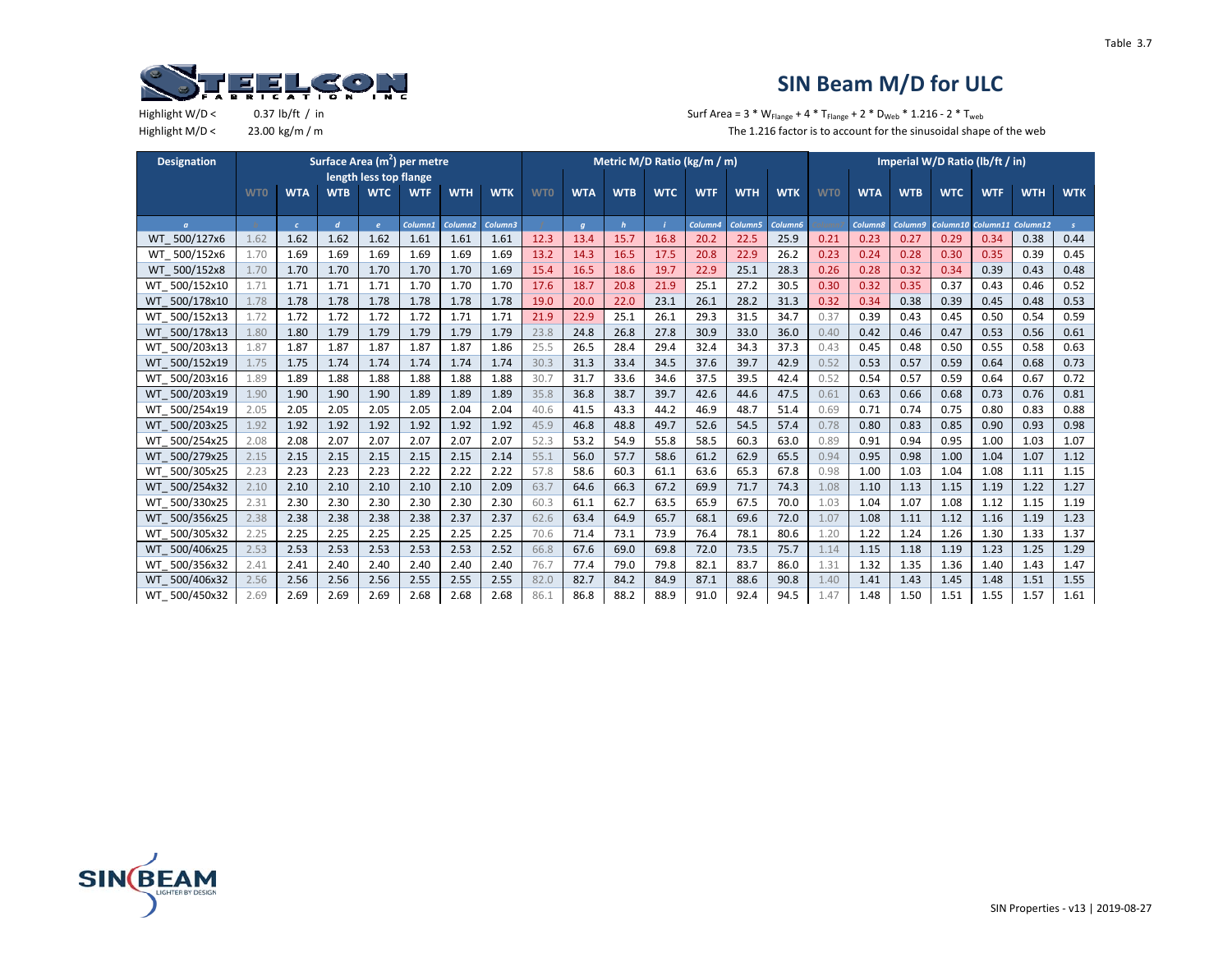Table 3.7

# SIN Beam M/D for ULC

Highlight W/D < 0.37 lb/ft / in

Highlight M/D < 23.00 kg/m / m

Surf Area = 3 * $W_{Flange}$ + 4 * $T_{Flange}$ + 2 * $D_{Web}$ * 1.216 - 2 * $T_{web}$

The 1.216 factor is to account for the sinusoidal shape of the web

| Designation | Surface Area (m²) per metre length less top flange | | | | | | | Metric M/D Ratio (kg/m / m) | | | | | | | Imperial W/D Ratio (lb/ft / in) | | | | | | |
|---|---|---|---|---|---|---|---|---|---|---|---|---|---|---|---|---|---|---|---|---|---|
| | WT0 | WTA | WTB | WTC | WTF | WTH | WTK | WT0 | WTA | WTB | WTC | WTF | WTH | WTK | WT0 | WTA | WTB | WTC | WTF | WTH | WTK |
| a | | c | d | e | Column1 | Column2 | Column3 | | g | h | i | Column4 | Column5 | Column6 | | Column8 | Column9 | Column10 | Column11 | Column12 | s |
| WT_500/127x6 | 1.62 | 1.62 | 1.62 | 1.62 | 1.61 | 1.61 | 1.61 | 12.3 | 13.4 | 15.7 | 16.8 | 20.2 | 22.5 | 25.9 | 0.21 | 0.23 | 0.27 | 0.29 | 0.34 | 0.38 | 0.44 |
| WT_500/152x6 | 1.70 | 1.69 | 1.69 | 1.69 | 1.69 | 1.69 | 1.69 | 13.2 | 14.3 | 16.5 | 17.5 | 20.8 | 22.9 | 26.2 | 0.23 | 0.24 | 0.28 | 0.30 | 0.35 | 0.39 | 0.45 |
| WT_500/152x8 | 1.70 | 1.70 | 1.70 | 1.70 | 1.70 | 1.70 | 1.69 | 15.4 | 16.5 | 18.6 | 19.7 | 22.9 | 25.1 | 28.3 | 0.26 | 0.28 | 0.32 | 0.34 | 0.39 | 0.43 | 0.48 |
| WT_500/152x10 | 1.71 | 1.71 | 1.71 | 1.71 | 1.70 | 1.70 | 1.70 | 17.6 | 18.7 | 20.8 | 21.9 | 25.1 | 27.2 | 30.5 | 0.30 | 0.32 | 0.35 | 0.37 | 0.43 | 0.46 | 0.52 |
| WT_500/178x10 | 1.78 | 1.78 | 1.78 | 1.78 | 1.78 | 1.78 | 1.78 | 19.0 | 20.0 | 22.0 | 23.1 | 26.1 | 28.2 | 31.3 | 0.32 | 0.34 | 0.38 | 0.39 | 0.45 | 0.48 | 0.53 |
| WT_500/152x13 | 1.72 | 1.72 | 1.72 | 1.72 | 1.72 | 1.71 | 1.71 | 21.9 | 22.9 | 25.1 | 26.1 | 29.3 | 31.5 | 34.7 | 0.37 | 0.39 | 0.43 | 0.45 | 0.50 | 0.54 | 0.59 |
| WT_500/178x13 | 1.80 | 1.80 | 1.79 | 1.79 | 1.79 | 1.79 | 1.79 | 23.8 | 24.8 | 26.8 | 27.8 | 30.9 | 33.0 | 36.0 | 0.40 | 0.42 | 0.46 | 0.47 | 0.53 | 0.56 | 0.61 |
| WT_500/203x13 | 1.87 | 1.87 | 1.87 | 1.87 | 1.87 | 1.87 | 1.86 | 25.5 | 26.5 | 28.4 | 29.4 | 32.4 | 34.3 | 37.3 | 0.43 | 0.45 | 0.48 | 0.50 | 0.55 | 0.58 | 0.63 |
| WT_500/152x19 | 1.75 | 1.75 | 1.74 | 1.74 | 1.74 | 1.74 | 1.74 | 30.3 | 31.3 | 33.4 | 34.5 | 37.6 | 39.7 | 42.9 | 0.52 | 0.53 | 0.57 | 0.59 | 0.64 | 0.68 | 0.73 |
| WT_500/203x16 | 1.89 | 1.89 | 1.88 | 1.88 | 1.88 | 1.88 | 1.88 | 30.7 | 31.7 | 33.6 | 34.6 | 37.5 | 39.5 | 42.4 | 0.52 | 0.54 | 0.57 | 0.59 | 0.64 | 0.67 | 0.72 |
| WT_500/203x19 | 1.90 | 1.90 | 1.90 | 1.90 | 1.89 | 1.89 | 1.89 | 35.8 | 36.8 | 38.7 | 39.7 | 42.6 | 44.6 | 47.5 | 0.61 | 0.63 | 0.66 | 0.68 | 0.73 | 0.76 | 0.81 |
| WT_500/254x19 | 2.05 | 2.05 | 2.05 | 2.05 | 2.05 | 2.04 | 2.04 | 40.6 | 41.5 | 43.3 | 44.2 | 46.9 | 48.7 | 51.4 | 0.69 | 0.71 | 0.74 | 0.75 | 0.80 | 0.83 | 0.88 |
| WT_500/203x25 | 1.92 | 1.92 | 1.92 | 1.92 | 1.92 | 1.92 | 1.92 | 45.9 | 46.8 | 48.8 | 49.7 | 52.6 | 54.5 | 57.4 | 0.78 | 0.80 | 0.83 | 0.85 | 0.90 | 0.93 | 0.98 |
| WT_500/254x25 | 2.08 | 2.08 | 2.07 | 2.07 | 2.07 | 2.07 | 2.07 | 52.3 | 53.2 | 54.9 | 55.8 | 58.5 | 60.3 | 63.0 | 0.89 | 0.91 | 0.94 | 0.95 | 1.00 | 1.03 | 1.07 |
| WT_500/279x25 | 2.15 | 2.15 | 2.15 | 2.15 | 2.15 | 2.15 | 2.14 | 55.1 | 56.0 | 57.7 | 58.6 | 61.2 | 62.9 | 65.5 | 0.94 | 0.95 | 0.98 | 1.00 | 1.04 | 1.07 | 1.12 |
| WT_500/305x25 | 2.23 | 2.23 | 2.23 | 2.23 | 2.22 | 2.22 | 2.22 | 57.8 | 58.6 | 60.3 | 61.1 | 63.6 | 65.3 | 67.8 | 0.98 | 1.00 | 1.03 | 1.04 | 1.08 | 1.11 | 1.15 |
| WT_500/254x32 | 2.10 | 2.10 | 2.10 | 2.10 | 2.10 | 2.10 | 2.09 | 63.7 | 64.6 | 66.3 | 67.2 | 69.9 | 71.7 | 74.3 | 1.08 | 1.10 | 1.13 | 1.15 | 1.19 | 1.22 | 1.27 |
| WT_500/330x25 | 2.31 | 2.30 | 2.30 | 2.30 | 2.30 | 2.30 | 2.30 | 60.3 | 61.1 | 62.7 | 63.5 | 65.9 | 67.5 | 70.0 | 1.03 | 1.04 | 1.07 | 1.08 | 1.12 | 1.15 | 1.19 |
| WT_500/356x25 | 2.38 | 2.38 | 2.38 | 2.38 | 2.38 | 2.37 | 2.37 | 62.6 | 63.4 | 64.9 | 65.7 | 68.1 | 69.6 | 72.0 | 1.07 | 1.08 | 1.11 | 1.12 | 1.16 | 1.19 | 1.23 |
| WT_500/305x32 | 2.25 | 2.25 | 2.25 | 2.25 | 2.25 | 2.25 | 2.25 | 70.6 | 71.4 | 73.1 | 73.9 | 76.4 | 78.1 | 80.6 | 1.20 | 1.22 | 1.24 | 1.26 | 1.30 | 1.33 | 1.37 |
| WT_500/406x25 | 2.53 | 2.53 | 2.53 | 2.53 | 2.53 | 2.53 | 2.52 | 66.8 | 67.6 | 69.0 | 69.8 | 72.0 | 73.5 | 75.7 | 1.14 | 1.15 | 1.18 | 1.19 | 1.23 | 1.25 | 1.29 |
| WT_500/356x32 | 2.41 | 2.41 | 2.40 | 2.40 | 2.40 | 2.40 | 2.40 | 76.7 | 77.4 | 79.0 | 79.8 | 82.1 | 83.7 | 86.0 | 1.31 | 1.32 | 1.35 | 1.36 | 1.40 | 1.43 | 1.47 |
| WT_500/406x32 | 2.56 | 2.56 | 2.56 | 2.56 | 2.55 | 2.55 | 2.55 | 82.0 | 82.7 | 84.2 | 84.9 | 87.1 | 88.6 | 90.8 | 1.40 | 1.41 | 1.43 | 1.45 | 1.48 | 1.51 | 1.55 |
| WT_500/450x32 | 2.69 | 2.69 | 2.69 | 2.69 | 2.68 | 2.68 | 2.68 | 86.1 | 86.8 | 88.2 | 88.9 | 91.0 | 92.4 | 94.5 | 1.47 | 1.48 | 1.50 | 1.51 | 1.55 | 1.57 | 1.61 |

SIN Properties - v13 | 2019-08-27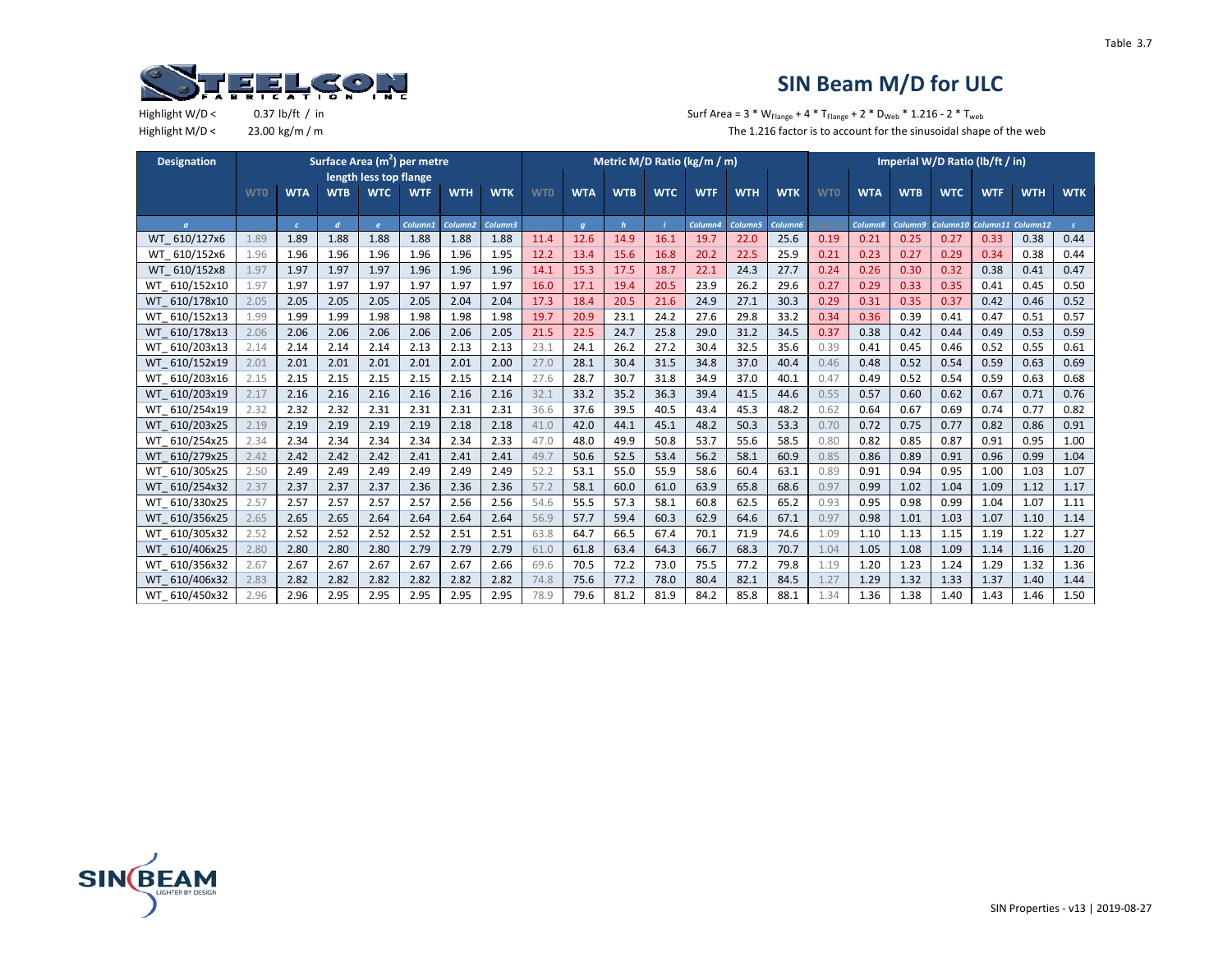Table 3.7

# SIN Beam M/D for ULC

Highlight W/D < 0.37 lb/ft / in

Highlight M/D < 23.00 kg/m / m

Surf Area = 3 * $W_{Flange}$ + 4 * $T_{Flange}$ + 2 * $D_{Web}$ * 1.216 - 2 * $T_{web}$

The 1.216 factor is to account for the sinusoidal shape of the web

| Designation | Surface Area ($m^2$) per metre length less top flange | | | | | | | Metric M/D Ratio (kg/m / m) | | | | | | | Imperial W/D Ratio (lb/ft / in) | | | | | | |
|---|---|---|---|---|---|---|---|---|---|---|---|---|---|---|---|---|---|---|---|---|---|
| | WT0 | WTA | WTB | WTC | WTF | WTH | WTK | WT0 | WTA | WTB | WTC | WTF | WTH | WTK | WT0 | WTA | WTB | WTC | WTF | WTH | WTK |
| WT_ 610/127x6 | 1.89 | 1.89 | 1.88 | 1.88 | 1.88 | 1.88 | 1.88 | 11.4 | 12.6 | 14.9 | 16.1 | 19.7 | 22.0 | 25.6 | 0.19 | 0.21 | 0.25 | 0.27 | 0.33 | 0.38 | 0.44 |
| WT_ 610/152x6 | 1.96 | 1.96 | 1.96 | 1.96 | 1.96 | 1.96 | 1.95 | 12.2 | 13.4 | 15.6 | 16.8 | 20.2 | 22.5 | 25.9 | 0.21 | 0.23 | 0.27 | 0.29 | 0.34 | 0.38 | 0.44 |
| WT_ 610/152x8 | 1.97 | 1.97 | 1.97 | 1.97 | 1.96 | 1.96 | 1.96 | 14.1 | 15.3 | 17.5 | 18.7 | 22.1 | 24.3 | 27.7 | 0.24 | 0.26 | 0.30 | 0.32 | 0.38 | 0.41 | 0.47 |
| WT_ 610/152x10 | 1.97 | 1.97 | 1.97 | 1.97 | 1.97 | 1.97 | 1.97 | 16.0 | 17.1 | 19.4 | 20.5 | 23.9 | 26.2 | 29.6 | 0.27 | 0.29 | 0.33 | 0.35 | 0.41 | 0.45 | 0.50 |
| WT_ 610/178x10 | 2.05 | 2.05 | 2.05 | 2.05 | 2.05 | 2.04 | 2.04 | 17.3 | 18.4 | 20.5 | 21.6 | 24.9 | 27.1 | 30.3 | 0.29 | 0.31 | 0.35 | 0.37 | 0.42 | 0.46 | 0.52 |
| WT_ 610/152x13 | 1.99 | 1.99 | 1.99 | 1.98 | 1.98 | 1.98 | 1.98 | 19.7 | 20.9 | 23.1 | 24.2 | 27.6 | 29.8 | 33.2 | 0.34 | 0.36 | 0.39 | 0.41 | 0.47 | 0.51 | 0.57 |
| WT_ 610/178x13 | 2.06 | 2.06 | 2.06 | 2.06 | 2.06 | 2.06 | 2.05 | 21.5 | 22.5 | 24.7 | 25.8 | 29.0 | 31.2 | 34.5 | 0.37 | 0.38 | 0.42 | 0.44 | 0.49 | 0.53 | 0.59 |
| WT_ 610/203x13 | 2.14 | 2.14 | 2.14 | 2.14 | 2.13 | 2.13 | 2.13 | 23.1 | 24.1 | 26.2 | 27.2 | 30.4 | 32.5 | 35.6 | 0.39 | 0.41 | 0.45 | 0.46 | 0.52 | 0.55 | 0.61 |
| WT_ 610/152x19 | 2.01 | 2.01 | 2.01 | 2.01 | 2.01 | 2.01 | 2.00 | 27.0 | 28.1 | 30.4 | 31.5 | 34.8 | 37.0 | 40.4 | 0.46 | 0.48 | 0.52 | 0.54 | 0.59 | 0.63 | 0.69 |
| WT_ 610/203x16 | 2.15 | 2.15 | 2.15 | 2.15 | 2.15 | 2.15 | 2.14 | 27.6 | 28.7 | 30.7 | 31.8 | 34.9 | 37.0 | 40.1 | 0.47 | 0.49 | 0.52 | 0.54 | 0.59 | 0.63 | 0.68 |
| WT_ 610/203x19 | 2.17 | 2.16 | 2.16 | 2.16 | 2.16 | 2.16 | 2.16 | 32.1 | 33.2 | 35.2 | 36.3 | 39.4 | 41.5 | 44.6 | 0.55 | 0.57 | 0.60 | 0.62 | 0.67 | 0.71 | 0.76 |
| WT_ 610/254x19 | 2.32 | 2.32 | 2.32 | 2.31 | 2.31 | 2.31 | 2.31 | 36.6 | 37.6 | 39.5 | 40.5 | 43.4 | 45.3 | 48.2 | 0.62 | 0.64 | 0.67 | 0.69 | 0.74 | 0.77 | 0.82 |
| WT_ 610/203x25 | 2.19 | 2.19 | 2.19 | 2.19 | 2.19 | 2.18 | 2.18 | 41.0 | 42.0 | 44.1 | 45.1 | 48.2 | 50.3 | 53.3 | 0.70 | 0.72 | 0.75 | 0.77 | 0.82 | 0.86 | 0.91 |
| WT_ 610/254x25 | 2.34 | 2.34 | 2.34 | 2.34 | 2.34 | 2.34 | 2.33 | 47.0 | 48.0 | 49.9 | 50.8 | 53.7 | 55.6 | 58.5 | 0.80 | 0.82 | 0.85 | 0.87 | 0.91 | 0.95 | 1.00 |
| WT_ 610/279x25 | 2.42 | 2.42 | 2.42 | 2.42 | 2.41 | 2.41 | 2.41 | 49.7 | 50.6 | 52.5 | 53.4 | 56.2 | 58.1 | 60.9 | 0.85 | 0.86 | 0.89 | 0.91 | 0.96 | 0.99 | 1.04 |
| WT_ 610/305x25 | 2.50 | 2.49 | 2.49 | 2.49 | 2.49 | 2.49 | 2.49 | 52.2 | 53.1 | 55.0 | 55.9 | 58.6 | 60.4 | 63.1 | 0.89 | 0.91 | 0.94 | 0.95 | 1.00 | 1.03 | 1.07 |
| WT_ 610/254x32 | 2.37 | 2.37 | 2.37 | 2.37 | 2.36 | 2.36 | 2.36 | 57.2 | 58.1 | 60.0 | 61.0 | 63.9 | 65.8 | 68.6 | 0.97 | 0.99 | 1.02 | 1.04 | 1.09 | 1.12 | 1.17 |
| WT_ 610/330x25 | 2.57 | 2.57 | 2.57 | 2.57 | 2.57 | 2.56 | 2.56 | 54.6 | 55.5 | 57.3 | 58.1 | 60.8 | 62.5 | 65.2 | 0.93 | 0.95 | 0.98 | 0.99 | 1.04 | 1.07 | 1.11 |
| WT_ 610/356x25 | 2.65 | 2.65 | 2.65 | 2.64 | 2.64 | 2.64 | 2.64 | 56.9 | 57.7 | 59.4 | 60.3 | 62.9 | 64.6 | 67.1 | 0.97 | 0.98 | 1.01 | 1.03 | 1.07 | 1.10 | 1.14 |
| WT_ 610/305x32 | 2.52 | 2.52 | 2.52 | 2.52 | 2.52 | 2.51 | 2.51 | 63.8 | 64.7 | 66.5 | 67.4 | 70.1 | 71.9 | 74.6 | 1.09 | 1.10 | 1.13 | 1.15 | 1.19 | 1.22 | 1.27 |
| WT_ 610/406x25 | 2.80 | 2.80 | 2.80 | 2.80 | 2.79 | 2.79 | 2.79 | 61.0 | 61.8 | 63.4 | 64.3 | 66.7 | 68.3 | 70.7 | 1.04 | 1.05 | 1.08 | 1.09 | 1.14 | 1.16 | 1.20 |
| WT_ 610/356x32 | 2.67 | 2.67 | 2.67 | 2.67 | 2.67 | 2.67 | 2.66 | 69.6 | 70.5 | 72.2 | 73.0 | 75.5 | 77.2 | 79.8 | 1.19 | 1.20 | 1.23 | 1.24 | 1.29 | 1.32 | 1.36 |
| WT_ 610/406x32 | 2.83 | 2.82 | 2.82 | 2.82 | 2.82 | 2.82 | 2.82 | 74.8 | 75.6 | 77.2 | 78.0 | 80.4 | 82.1 | 84.5 | 1.27 | 1.29 | 1.32 | 1.33 | 1.37 | 1.40 | 1.44 |
| WT_ 610/450x32 | 2.96 | 2.96 | 2.95 | 2.95 | 2.95 | 2.95 | 2.95 | 78.9 | 79.6 | 81.2 | 81.9 | 84.2 | 85.8 | 88.1 | 1.34 | 1.36 | 1.38 | 1.40 | 1.43 | 1.46 | 1.50 |

SIN Properties - v13 | 2019-08-27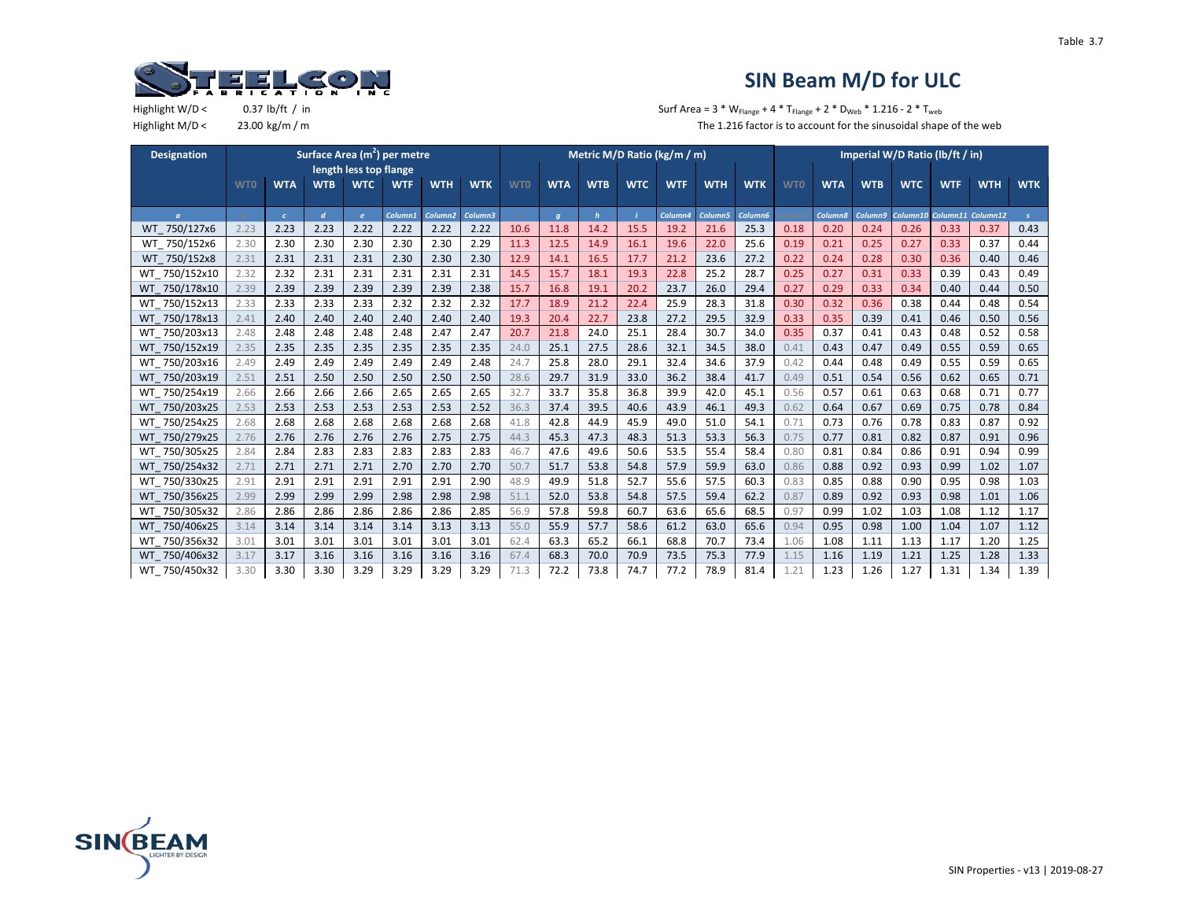Table 3.7

# SIN Beam M/D for ULC

Highlight W/D < 0.37 lb/ft / in

Highlight M/D < 23.00 kg/m / m

Surf Area = 3 * $W_{Flange}$ + 4 * $T_{Flange}$ + 2 * $D_{Web}$ * 1.216 - 2 * $T_{web}$

The 1.216 factor is to account for the sinusoidal shape of the web

| Designation | Surface Area ($m^2$) per metre length less top flange | | | | | | | Metric M/D Ratio (kg/m / m) | | | | | | | Imperial W/D Ratio (lb/ft / in) | | | | | | |
|---|---|---|---|---|---|---|---|---|---|---|---|---|---|---|---|---|---|---|---|---|---|
| | WT0 | WTA | WTB | WTC | WTF | WTH | WTK | WT0 | WTA | WTB | WTC | WTF | WTH | WTK | WT0 | WTA | WTB | WTC | WTF | WTH | WTK |
| WT_750/127x6 | 2.23 | 2.23 | 2.23 | 2.22 | 2.22 | 2.22 | 2.22 | 10.6 | 11.8 | 14.2 | 15.5 | 19.2 | 21.6 | 25.3 | 0.18 | 0.20 | 0.24 | 0.26 | 0.33 | 0.37 | 0.43 |
| WT_750/152x6 | 2.30 | 2.30 | 2.30 | 2.30 | 2.30 | 2.30 | 2.29 | 11.3 | 12.5 | 14.9 | 16.1 | 19.6 | 22.0 | 25.6 | 0.19 | 0.21 | 0.25 | 0.27 | 0.33 | 0.37 | 0.44 |
| WT_750/152x8 | 2.31 | 2.31 | 2.31 | 2.31 | 2.30 | 2.30 | 2.30 | 12.9 | 14.1 | 16.5 | 17.7 | 21.2 | 23.6 | 27.2 | 0.22 | 0.24 | 0.28 | 0.30 | 0.36 | 0.40 | 0.46 |
| WT_750/152x10 | 2.32 | 2.32 | 2.31 | 2.31 | 2.31 | 2.31 | 2.31 | 14.5 | 15.7 | 18.1 | 19.3 | 22.8 | 25.2 | 28.7 | 0.25 | 0.27 | 0.31 | 0.33 | 0.39 | 0.43 | 0.49 |
| WT_750/178x10 | 2.39 | 2.39 | 2.39 | 2.39 | 2.39 | 2.39 | 2.38 | 15.7 | 16.8 | 19.1 | 20.2 | 23.7 | 26.0 | 29.4 | 0.27 | 0.29 | 0.33 | 0.34 | 0.40 | 0.44 | 0.50 |
| WT_750/152x13 | 2.33 | 2.33 | 2.33 | 2.33 | 2.32 | 2.32 | 2.32 | 17.7 | 18.9 | 21.2 | 22.4 | 25.9 | 28.3 | 31.8 | 0.30 | 0.32 | 0.36 | 0.38 | 0.44 | 0.48 | 0.54 |
| WT_750/178x13 | 2.41 | 2.40 | 2.40 | 2.40 | 2.40 | 2.40 | 2.40 | 19.3 | 20.4 | 22.7 | 23.8 | 27.2 | 29.5 | 32.9 | 0.33 | 0.35 | 0.39 | 0.41 | 0.46 | 0.50 | 0.56 |
| WT_750/203x13 | 2.48 | 2.48 | 2.48 | 2.48 | 2.47 | 2.47 | 2.47 | 20.7 | 21.8 | 24.0 | 25.1 | 28.4 | 30.7 | 34.0 | 0.35 | 0.37 | 0.41 | 0.43 | 0.48 | 0.52 | 0.58 |
| WT_750/152x19 | 2.35 | 2.35 | 2.35 | 2.35 | 2.35 | 2.35 | 2.35 | 24.0 | 25.1 | 27.5 | 28.6 | 32.1 | 34.5 | 38.0 | 0.41 | 0.43 | 0.47 | 0.49 | 0.55 | 0.59 | 0.65 |
| WT_750/203x16 | 2.49 | 2.49 | 2.49 | 2.49 | 2.49 | 2.49 | 2.48 | 24.7 | 25.8 | 28.0 | 29.1 | 32.4 | 34.6 | 37.9 | 0.42 | 0.44 | 0.48 | 0.49 | 0.55 | 0.59 | 0.65 |
| WT_750/203x19 | 2.51 | 2.51 | 2.50 | 2.50 | 2.50 | 2.50 | 2.50 | 28.6 | 29.7 | 31.9 | 33.0 | 36.2 | 38.4 | 41.7 | 0.49 | 0.51 | 0.54 | 0.56 | 0.62 | 0.65 | 0.71 |
| WT_750/254x19 | 2.66 | 2.66 | 2.66 | 2.66 | 2.65 | 2.65 | 2.65 | 32.7 | 33.7 | 35.8 | 36.8 | 39.9 | 42.0 | 45.1 | 0.56 | 0.57 | 0.61 | 0.63 | 0.68 | 0.71 | 0.77 |
| WT_750/203x25 | 2.53 | 2.53 | 2.53 | 2.53 | 2.53 | 2.53 | 2.52 | 36.3 | 37.4 | 39.5 | 40.6 | 43.9 | 46.1 | 49.3 | 0.62 | 0.64 | 0.67 | 0.69 | 0.75 | 0.78 | 0.84 |
| WT_750/254x25 | 2.68 | 2.68 | 2.68 | 2.68 | 2.68 | 2.68 | 2.68 | 41.8 | 42.8 | 44.9 | 45.9 | 49.0 | 51.0 | 54.1 | 0.71 | 0.73 | 0.76 | 0.78 | 0.83 | 0.87 | 0.92 |
| WT_750/279x25 | 2.76 | 2.76 | 2.76 | 2.76 | 2.76 | 2.75 | 2.75 | 44.3 | 45.3 | 47.3 | 48.3 | 51.3 | 53.3 | 56.3 | 0.75 | 0.77 | 0.81 | 0.82 | 0.87 | 0.91 | 0.96 |
| WT_750/305x25 | 2.84 | 2.84 | 2.83 | 2.83 | 2.83 | 2.83 | 2.83 | 46.7 | 47.6 | 49.6 | 50.6 | 53.5 | 55.4 | 58.4 | 0.80 | 0.81 | 0.84 | 0.86 | 0.91 | 0.94 | 0.99 |
| WT_750/254x32 | 2.71 | 2.71 | 2.71 | 2.71 | 2.70 | 2.70 | 2.70 | 50.7 | 51.7 | 53.8 | 54.8 | 57.9 | 59.9 | 63.0 | 0.86 | 0.88 | 0.92 | 0.93 | 0.99 | 1.02 | 1.07 |
| WT_750/330x25 | 2.91 | 2.91 | 2.91 | 2.91 | 2.91 | 2.91 | 2.90 | 48.9 | 49.9 | 51.8 | 52.7 | 55.6 | 57.5 | 60.3 | 0.83 | 0.85 | 0.88 | 0.90 | 0.95 | 0.98 | 1.03 |
| WT_750/356x25 | 2.99 | 2.99 | 2.99 | 2.99 | 2.98 | 2.98 | 2.98 | 51.1 | 52.0 | 53.8 | 54.8 | 57.5 | 59.4 | 62.2 | 0.87 | 0.89 | 0.92 | 0.93 | 0.98 | 1.01 | 1.06 |
| WT_750/305x32 | 2.86 | 2.86 | 2.86 | 2.86 | 2.86 | 2.86 | 2.85 | 56.9 | 57.8 | 59.8 | 60.7 | 63.6 | 65.6 | 68.5 | 0.97 | 0.99 | 1.02 | 1.03 | 1.08 | 1.12 | 1.17 |
| WT_750/406x25 | 3.14 | 3.14 | 3.14 | 3.14 | 3.14 | 3.13 | 3.13 | 55.0 | 55.9 | 57.7 | 58.6 | 61.2 | 63.0 | 65.6 | 0.94 | 0.95 | 0.98 | 1.00 | 1.04 | 1.07 | 1.12 |
| WT_750/356x32 | 3.01 | 3.01 | 3.01 | 3.01 | 3.01 | 3.01 | 3.01 | 62.4 | 63.3 | 65.2 | 66.1 | 68.8 | 70.7 | 73.4 | 1.06 | 1.08 | 1.11 | 1.13 | 1.17 | 1.20 | 1.25 |
| WT_750/406x32 | 3.17 | 3.17 | 3.16 | 3.16 | 3.16 | 3.16 | 3.16 | 67.4 | 68.3 | 70.0 | 70.9 | 73.5 | 75.3 | 77.9 | 1.15 | 1.16 | 1.19 | 1.21 | 1.25 | 1.28 | 1.33 |
| WT_750/450x32 | 3.30 | 3.30 | 3.30 | 3.29 | 3.29 | 3.29 | 3.29 | 71.3 | 72.2 | 73.8 | 74.7 | 77.2 | 78.9 | 81.4 | 1.21 | 1.23 | 1.26 | 1.27 | 1.31 | 1.34 | 1.39 |

SIN Properties - v13 | 2019-08-27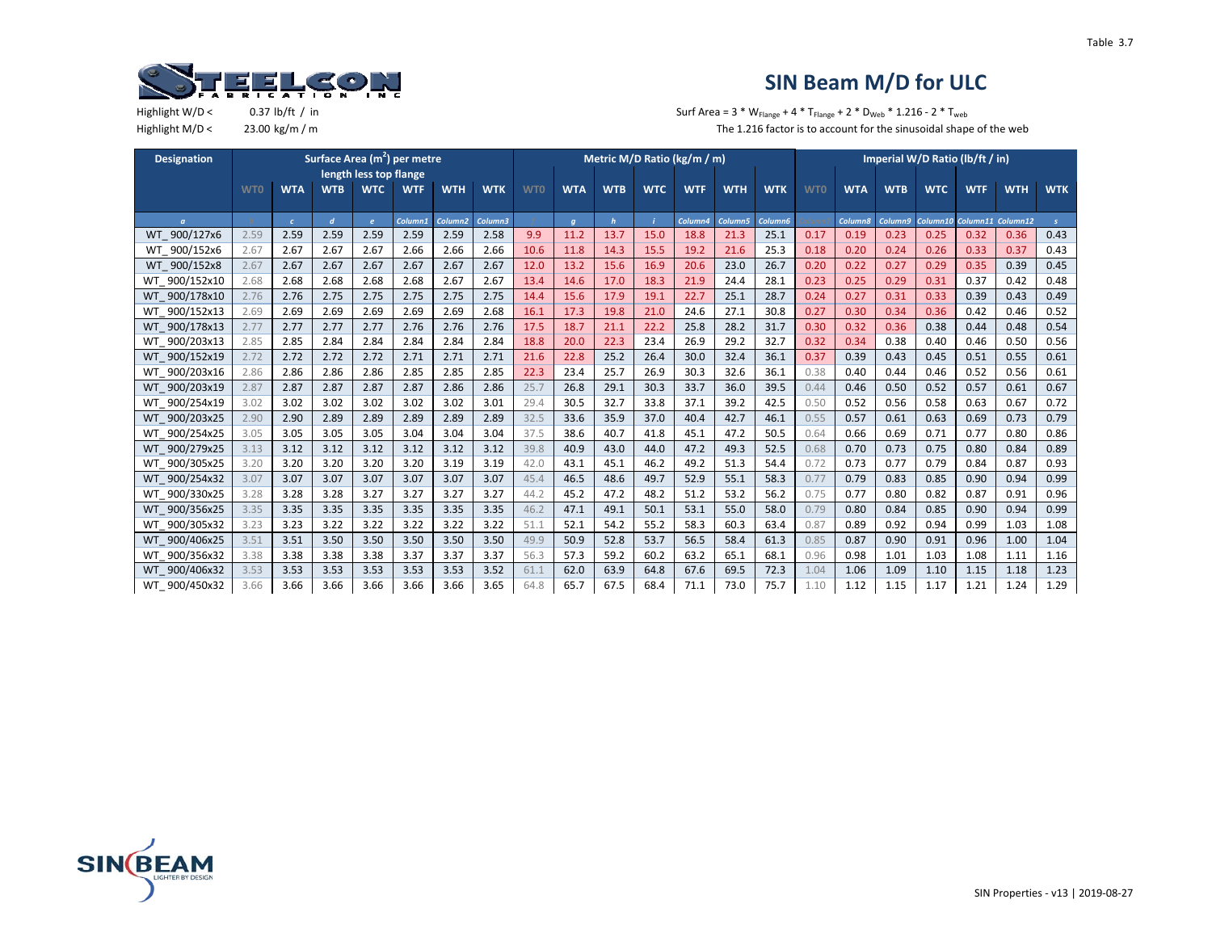Table 3.7

# SIN Beam M/D for ULC

Highlight W/D < 0.37 lb/ft / in

Highlight M/D < 23.00 kg/m / m

Surf Area = 3 * $W_{Flange}$ + 4 * $T_{Flange}$ + 2 * $D_{Web}$ * 1.216 - 2 * $T_{web}$

The 1.216 factor is to account for the sinusoidal shape of the web

| Designation | Surface Area ($m^2$) per metre length less top flange | | | | | | | Metric M/D Ratio (kg/m / m) | | | | | | | Imperial W/D Ratio (lb/ft / in) | | | | | | |
|---|---|---|---|---|---|---|---|---|---|---|---|---|---|---|---|---|---|---|---|---|---|
| | WT0 | WTA | WTB | WTC | WTF | WTH | WTK | WT0 | WTA | WTB | WTC | WTF | WTH | WTK | WT0 | WTA | WTB | WTC | WTF | WTH | WTK |
| WT_900/127x6 | 2.59 | 2.59 | 2.59 | 2.59 | 2.59 | 2.59 | 2.58 | 9.9 | 11.2 | 13.7 | 15.0 | 18.8 | 21.3 | 25.1 | 0.17 | 0.19 | 0.23 | 0.25 | 0.32 | 0.36 | 0.43 |
| WT_900/152x6 | 2.67 | 2.67 | 2.67 | 2.67 | 2.66 | 2.66 | 2.66 | 10.6 | 11.8 | 14.3 | 15.5 | 19.2 | 21.6 | 25.3 | 0.18 | 0.20 | 0.24 | 0.26 | 0.33 | 0.37 | 0.43 |
| WT_900/152x8 | 2.67 | 2.67 | 2.67 | 2.67 | 2.67 | 2.67 | 2.67 | 12.0 | 13.2 | 15.6 | 16.9 | 20.6 | 23.0 | 26.7 | 0.20 | 0.22 | 0.27 | 0.29 | 0.35 | 0.39 | 0.45 |
| WT_900/152x10 | 2.68 | 2.68 | 2.68 | 2.68 | 2.68 | 2.67 | 2.67 | 13.4 | 14.6 | 17.0 | 18.3 | 21.9 | 24.4 | 28.1 | 0.23 | 0.25 | 0.29 | 0.31 | 0.37 | 0.42 | 0.48 |
| WT_900/178x10 | 2.76 | 2.76 | 2.75 | 2.75 | 2.75 | 2.75 | 2.75 | 14.4 | 15.6 | 17.9 | 19.1 | 22.7 | 25.1 | 28.7 | 0.24 | 0.27 | 0.31 | 0.33 | 0.39 | 0.43 | 0.49 |
| WT_900/152x13 | 2.69 | 2.69 | 2.69 | 2.69 | 2.69 | 2.69 | 2.68 | 16.1 | 17.3 | 19.8 | 21.0 | 24.6 | 27.1 | 30.8 | 0.27 | 0.30 | 0.34 | 0.36 | 0.42 | 0.46 | 0.52 |
| WT_900/178x13 | 2.77 | 2.77 | 2.77 | 2.77 | 2.76 | 2.76 | 2.76 | 17.5 | 18.7 | 21.1 | 22.2 | 25.8 | 28.2 | 31.7 | 0.30 | 0.32 | 0.36 | 0.38 | 0.44 | 0.48 | 0.54 |
| WT_900/203x13 | 2.85 | 2.85 | 2.84 | 2.84 | 2.84 | 2.84 | 2.84 | 18.8 | 20.0 | 22.3 | 23.4 | 26.9 | 29.2 | 32.7 | 0.32 | 0.34 | 0.38 | 0.40 | 0.46 | 0.50 | 0.56 |
| WT_900/152x19 | 2.72 | 2.72 | 2.72 | 2.72 | 2.71 | 2.71 | 2.71 | 21.6 | 22.8 | 25.2 | 26.4 | 30.0 | 32.4 | 36.1 | 0.37 | 0.39 | 0.43 | 0.45 | 0.51 | 0.55 | 0.61 |
| WT_900/203x16 | 2.86 | 2.86 | 2.86 | 2.86 | 2.85 | 2.85 | 2.85 | 22.3 | 23.4 | 25.7 | 26.9 | 30.3 | 32.6 | 36.1 | 0.38 | 0.40 | 0.44 | 0.46 | 0.52 | 0.56 | 0.61 |
| WT_900/203x19 | 2.87 | 2.87 | 2.87 | 2.87 | 2.87 | 2.86 | 2.86 | 25.7 | 26.8 | 29.1 | 30.3 | 33.7 | 36.0 | 39.5 | 0.44 | 0.46 | 0.50 | 0.52 | 0.57 | 0.61 | 0.67 |
| WT_900/254x19 | 3.02 | 3.02 | 3.02 | 3.02 | 3.02 | 3.02 | 3.01 | 29.4 | 30.5 | 32.7 | 33.8 | 37.1 | 39.2 | 42.5 | 0.50 | 0.52 | 0.56 | 0.58 | 0.63 | 0.67 | 0.72 |
| WT_900/203x25 | 2.90 | 2.90 | 2.89 | 2.89 | 2.89 | 2.89 | 2.89 | 32.5 | 33.6 | 35.9 | 37.0 | 40.4 | 42.7 | 46.1 | 0.55 | 0.57 | 0.61 | 0.63 | 0.69 | 0.73 | 0.79 |
| WT_900/254x25 | 3.05 | 3.05 | 3.05 | 3.05 | 3.04 | 3.04 | 3.04 | 37.5 | 38.6 | 40.7 | 41.8 | 45.1 | 47.2 | 50.5 | 0.64 | 0.66 | 0.69 | 0.71 | 0.77 | 0.80 | 0.86 |
| WT_900/279x25 | 3.13 | 3.12 | 3.12 | 3.12 | 3.12 | 3.12 | 3.12 | 39.8 | 40.9 | 43.0 | 44.0 | 47.2 | 49.3 | 52.5 | 0.68 | 0.70 | 0.73 | 0.75 | 0.80 | 0.84 | 0.89 |
| WT_900/305x25 | 3.20 | 3.20 | 3.20 | 3.20 | 3.20 | 3.19 | 3.19 | 42.0 | 43.1 | 45.1 | 46.2 | 49.2 | 51.3 | 54.4 | 0.72 | 0.73 | 0.77 | 0.79 | 0.84 | 0.87 | 0.93 |
| WT_900/254x32 | 3.07 | 3.07 | 3.07 | 3.07 | 3.07 | 3.07 | 3.07 | 45.4 | 46.5 | 48.6 | 49.7 | 52.9 | 55.1 | 58.3 | 0.77 | 0.79 | 0.83 | 0.85 | 0.90 | 0.94 | 0.99 |
| WT_900/330x25 | 3.28 | 3.28 | 3.28 | 3.27 | 3.27 | 3.27 | 3.27 | 44.2 | 45.2 | 47.2 | 48.2 | 51.2 | 53.2 | 56.2 | 0.75 | 0.77 | 0.80 | 0.82 | 0.87 | 0.91 | 0.96 |
| WT_900/356x25 | 3.35 | 3.35 | 3.35 | 3.35 | 3.35 | 3.35 | 3.35 | 46.2 | 47.1 | 49.1 | 50.1 | 53.1 | 55.0 | 58.0 | 0.79 | 0.80 | 0.84 | 0.85 | 0.90 | 0.94 | 0.99 |
| WT_900/305x32 | 3.23 | 3.23 | 3.22 | 3.22 | 3.22 | 3.22 | 3.22 | 51.1 | 52.1 | 54.2 | 55.2 | 58.3 | 60.3 | 63.4 | 0.87 | 0.89 | 0.92 | 0.94 | 0.99 | 1.03 | 1.08 |
| WT_900/406x25 | 3.51 | 3.51 | 3.50 | 3.50 | 3.50 | 3.50 | 3.50 | 49.9 | 50.9 | 52.8 | 53.7 | 56.5 | 58.4 | 61.3 | 0.85 | 0.87 | 0.90 | 0.91 | 0.96 | 1.00 | 1.04 |
| WT_900/356x32 | 3.38 | 3.38 | 3.38 | 3.38 | 3.37 | 3.37 | 3.37 | 56.3 | 57.3 | 59.2 | 60.2 | 63.2 | 65.1 | 68.1 | 0.96 | 0.98 | 1.01 | 1.03 | 1.08 | 1.11 | 1.16 |
| WT_900/406x32 | 3.53 | 3.53 | 3.53 | 3.53 | 3.53 | 3.53 | 3.52 | 61.1 | 62.0 | 63.9 | 64.8 | 67.6 | 69.5 | 72.3 | 1.04 | 1.06 | 1.09 | 1.10 | 1.15 | 1.18 | 1.23 |
| WT_900/450x32 | 3.66 | 3.66 | 3.66 | 3.66 | 3.66 | 3.66 | 3.65 | 64.8 | 65.7 | 67.5 | 68.4 | 71.1 | 73.0 | 75.7 | 1.10 | 1.12 | 1.15 | 1.17 | 1.21 | 1.24 | 1.29 |

SIN Properties - v13 | 2019-08-27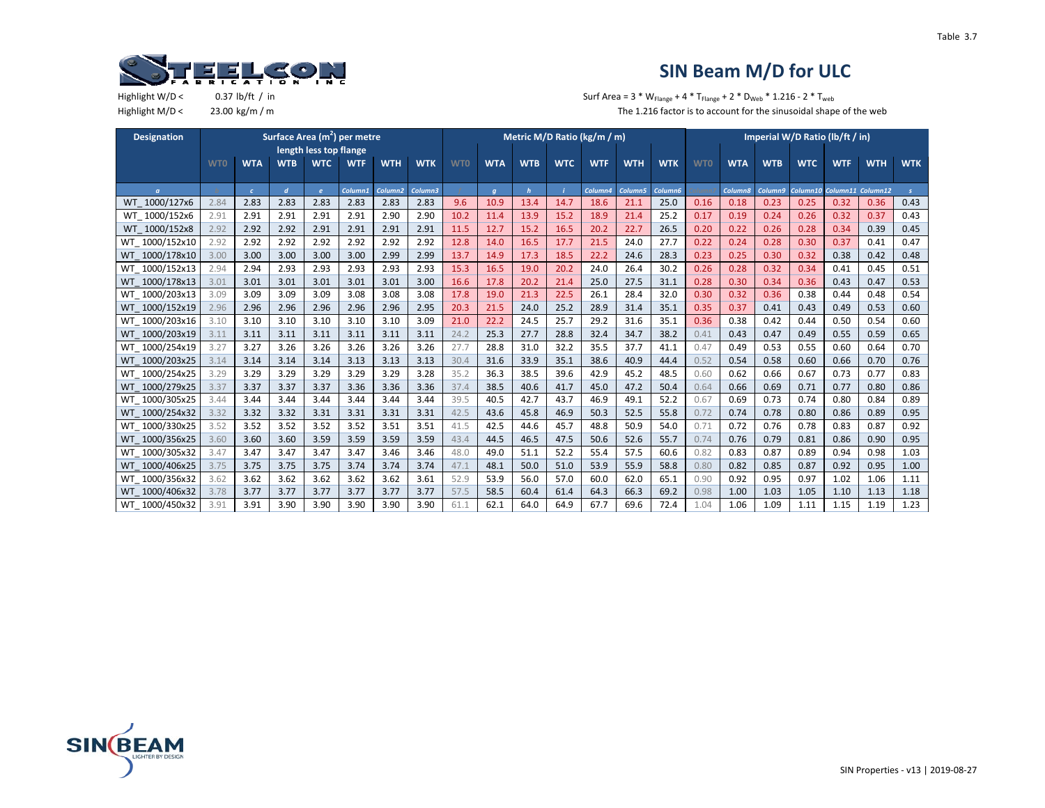Table 3.7

# SIN Beam M/D for ULC

Highlight W/D < 0.37 lb/ft / in

Highlight M/D < 23.00 kg/m / m

Surf Area = 3 * $W_{Flange}$ + 4 * $T_{Flange}$ + 2 * $D_{Web}$ * 1.216 - 2 * $T_{web}$

The 1.216 factor is to account for the sinusoidal shape of the web

| Designation | Surface Area (m$^2$) per metre length less top flange | | | | | | | Metric M/D Ratio (kg/m / m) | | | | | | | Imperial W/D Ratio (lb/ft / in) | | | | | | |
|---|---|---|---|---|---|---|---|---|---|---|---|---|---|---|---|---|---|---|---|---|---|
| | WT0 | WTA | WTB | WTC | WTF | WTH | WTK | WT0 | WTA | WTB | WTC | WTF | WTH | WTK | WT0 | WTA | WTB | WTC | WTF | WTH | WTK |
| WT_ 1000/127x6 | 2.84 | 2.83 | 2.83 | 2.83 | 2.83 | 2.83 | 2.83 | 9.6 | 10.9 | 13.4 | 14.7 | 18.6 | 21.1 | 25.0 | 0.16 | 0.18 | 0.23 | 0.25 | 0.32 | 0.36 | 0.43 |
| WT_ 1000/152x6 | 2.91 | 2.91 | 2.91 | 2.91 | 2.91 | 2.90 | 2.90 | 10.2 | 11.4 | 13.9 | 15.2 | 18.9 | 21.4 | 25.2 | 0.17 | 0.19 | 0.24 | 0.26 | 0.32 | 0.37 | 0.43 |
| WT_ 1000/152x8 | 2.92 | 2.92 | 2.92 | 2.91 | 2.91 | 2.91 | 2.91 | 11.5 | 12.7 | 15.2 | 16.5 | 20.2 | 22.7 | 26.5 | 0.20 | 0.22 | 0.26 | 0.28 | 0.34 | 0.39 | 0.45 |
| WT_ 1000/152x10 | 2.92 | 2.92 | 2.92 | 2.92 | 2.92 | 2.92 | 2.92 | 12.8 | 14.0 | 16.5 | 17.7 | 21.5 | 24.0 | 27.7 | 0.22 | 0.24 | 0.28 | 0.30 | 0.37 | 0.41 | 0.47 |
| WT_ 1000/178x10 | 3.00 | 3.00 | 3.00 | 3.00 | 3.00 | 2.99 | 2.99 | 13.7 | 14.9 | 17.3 | 18.5 | 22.2 | 24.6 | 28.3 | 0.23 | 0.25 | 0.30 | 0.32 | 0.38 | 0.42 | 0.48 |
| WT_ 1000/152x13 | 2.94 | 2.94 | 2.93 | 2.93 | 2.93 | 2.93 | 2.93 | 15.3 | 16.5 | 19.0 | 20.2 | 24.0 | 26.4 | 30.2 | 0.26 | 0.28 | 0.32 | 0.34 | 0.41 | 0.45 | 0.51 |
| WT_ 1000/178x13 | 3.01 | 3.01 | 3.01 | 3.01 | 3.01 | 3.01 | 3.00 | 16.6 | 17.8 | 20.2 | 21.4 | 25.0 | 27.5 | 31.1 | 0.28 | 0.30 | 0.34 | 0.36 | 0.43 | 0.47 | 0.53 |
| WT_ 1000/203x13 | 3.09 | 3.09 | 3.09 | 3.09 | 3.08 | 3.08 | 3.08 | 17.8 | 19.0 | 21.3 | 22.5 | 26.1 | 28.4 | 32.0 | 0.30 | 0.32 | 0.36 | 0.38 | 0.44 | 0.48 | 0.54 |
| WT_ 1000/152x19 | 2.96 | 2.96 | 2.96 | 2.96 | 2.96 | 2.96 | 2.95 | 20.3 | 21.5 | 24.0 | 25.2 | 28.9 | 31.4 | 35.1 | 0.35 | 0.37 | 0.41 | 0.43 | 0.49 | 0.53 | 0.60 |
| WT_ 1000/203x16 | 3.10 | 3.10 | 3.10 | 3.10 | 3.10 | 3.10 | 3.09 | 21.0 | 22.2 | 24.5 | 25.7 | 29.2 | 31.6 | 35.1 | 0.36 | 0.38 | 0.42 | 0.44 | 0.50 | 0.54 | 0.60 |
| WT_ 1000/203x19 | 3.11 | 3.11 | 3.11 | 3.11 | 3.11 | 3.11 | 3.11 | 24.2 | 25.3 | 27.7 | 28.8 | 32.4 | 34.7 | 38.2 | 0.41 | 0.43 | 0.47 | 0.49 | 0.55 | 0.59 | 0.65 |
| WT_ 1000/254x19 | 3.27 | 3.27 | 3.26 | 3.26 | 3.26 | 3.26 | 3.26 | 27.7 | 28.8 | 31.0 | 32.2 | 35.5 | 37.7 | 41.1 | 0.47 | 0.49 | 0.53 | 0.55 | 0.60 | 0.64 | 0.70 |
| WT_ 1000/203x25 | 3.14 | 3.14 | 3.14 | 3.14 | 3.13 | 3.13 | 3.13 | 30.4 | 31.6 | 33.9 | 35.1 | 38.6 | 40.9 | 44.4 | 0.52 | 0.54 | 0.58 | 0.60 | 0.66 | 0.70 | 0.76 |
| WT_ 1000/254x25 | 3.29 | 3.29 | 3.29 | 3.29 | 3.29 | 3.29 | 3.28 | 35.2 | 36.3 | 38.5 | 39.6 | 42.9 | 45.2 | 48.5 | 0.60 | 0.62 | 0.66 | 0.67 | 0.73 | 0.77 | 0.83 |
| WT_ 1000/279x25 | 3.37 | 3.37 | 3.37 | 3.37 | 3.36 | 3.36 | 3.36 | 37.4 | 38.5 | 40.6 | 41.7 | 45.0 | 47.2 | 50.4 | 0.64 | 0.66 | 0.69 | 0.71 | 0.77 | 0.80 | 0.86 |
| WT_ 1000/305x25 | 3.44 | 3.44 | 3.44 | 3.44 | 3.44 | 3.44 | 3.44 | 39.5 | 40.5 | 42.7 | 43.7 | 46.9 | 49.1 | 52.2 | 0.67 | 0.69 | 0.73 | 0.74 | 0.80 | 0.84 | 0.89 |
| WT_ 1000/254x32 | 3.32 | 3.32 | 3.32 | 3.31 | 3.31 | 3.31 | 3.31 | 42.5 | 43.6 | 45.8 | 46.9 | 50.3 | 52.5 | 55.8 | 0.72 | 0.74 | 0.78 | 0.80 | 0.86 | 0.89 | 0.95 |
| WT_ 1000/330x25 | 3.52 | 3.52 | 3.52 | 3.52 | 3.52 | 3.51 | 3.51 | 41.5 | 42.5 | 44.6 | 45.7 | 48.8 | 50.9 | 54.0 | 0.71 | 0.72 | 0.76 | 0.78 | 0.83 | 0.87 | 0.92 |
| WT_ 1000/356x25 | 3.60 | 3.60 | 3.60 | 3.59 | 3.59 | 3.59 | 3.59 | 43.4 | 44.5 | 46.5 | 47.5 | 50.6 | 52.6 | 55.7 | 0.74 | 0.76 | 0.79 | 0.81 | 0.86 | 0.90 | 0.95 |
| WT_ 1000/305x32 | 3.47 | 3.47 | 3.47 | 3.47 | 3.47 | 3.46 | 3.46 | 48.0 | 49.0 | 51.1 | 52.2 | 55.4 | 57.5 | 60.6 | 0.82 | 0.83 | 0.87 | 0.89 | 0.94 | 0.98 | 1.03 |
| WT_ 1000/406x25 | 3.75 | 3.75 | 3.75 | 3.75 | 3.74 | 3.74 | 3.74 | 47.1 | 48.1 | 50.0 | 51.0 | 53.9 | 55.9 | 58.8 | 0.80 | 0.82 | 0.85 | 0.87 | 0.92 | 0.95 | 1.00 |
| WT_ 1000/356x32 | 3.62 | 3.62 | 3.62 | 3.62 | 3.62 | 3.62 | 3.61 | 52.9 | 53.9 | 56.0 | 57.0 | 60.0 | 62.0 | 65.1 | 0.90 | 0.92 | 0.95 | 0.97 | 1.02 | 1.06 | 1.11 |
| WT_ 1000/406x32 | 3.78 | 3.77 | 3.77 | 3.77 | 3.77 | 3.77 | 3.77 | 57.5 | 58.5 | 60.4 | 61.4 | 64.3 | 66.3 | 69.2 | 0.98 | 1.00 | 1.03 | 1.05 | 1.10 | 1.13 | 1.18 |
| WT_ 1000/450x32 | 3.91 | 3.91 | 3.90 | 3.90 | 3.90 | 3.90 | 3.90 | 61.1 | 62.1 | 64.0 | 64.9 | 67.7 | 69.6 | 72.4 | 1.04 | 1.06 | 1.09 | 1.11 | 1.15 | 1.19 | 1.23 |

SIN Properties - v13 | 2019-08-27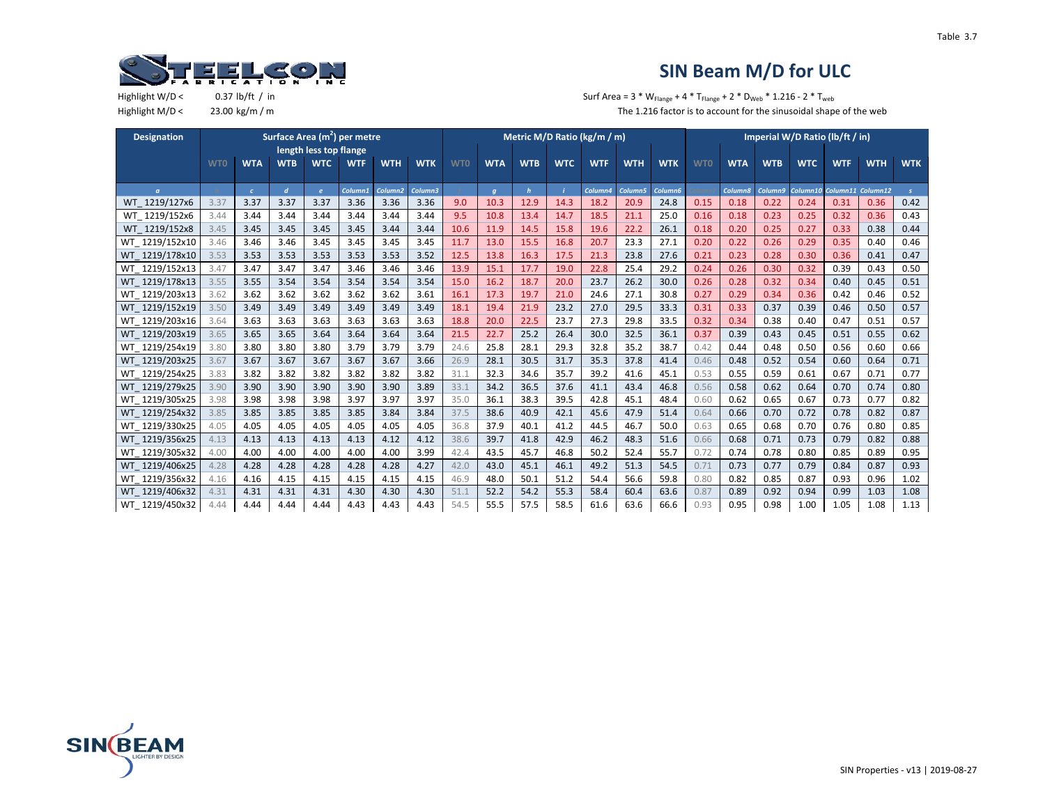Table 3.7

# SIN Beam M/D for ULC

Highlight W/D < 0.37 lb/ft / in

Highlight M/D < 23.00 kg/m / m

Surf Area = 3 * $W_{Flange}$ + 4 * $T_{Flange}$ + 2 * $D_{Web}$ * 1.216 - 2 * $T_{web}$

The 1.216 factor is to account for the sinusoidal shape of the web

| Designation | Surface Area (m²) per metre length less top flange | | | | | | | Metric M/D Ratio (kg/m / m) | | | | | | | Imperial W/D Ratio (lb/ft / in) | | | | | | |
|---|---|---|---|---|---|---|---|---|---|---|---|---|---|---|---|---|---|---|---|---|---|
| | WT0 | WTA | WTB | WTC | WTF | WTH | WTK | WT0 | WTA | WTB | WTC | WTF | WTH | WTK | WT0 | WTA | WTB | WTC | WTF | WTH | WTK |
| WT_ 1219/127x6 | 3.37 | 3.37 | 3.37 | 3.37 | 3.36 | 3.36 | 3.36 | 9.0 | 10.3 | 12.9 | 14.3 | 18.2 | 20.9 | 24.8 | 0.15 | 0.18 | 0.22 | 0.24 | 0.31 | 0.36 | 0.42 |
| WT_ 1219/152x6 | 3.44 | 3.44 | 3.44 | 3.44 | 3.44 | 3.44 | 3.44 | 9.5 | 10.8 | 13.4 | 14.7 | 18.5 | 21.1 | 25.0 | 0.16 | 0.18 | 0.23 | 0.25 | 0.32 | 0.36 | 0.43 |
| WT_ 1219/152x8 | 3.45 | 3.45 | 3.45 | 3.45 | 3.45 | 3.44 | 3.44 | 10.6 | 11.9 | 14.5 | 15.8 | 19.6 | 22.2 | 26.1 | 0.18 | 0.20 | 0.25 | 0.27 | 0.33 | 0.38 | 0.44 |
| WT_ 1219/152x10 | 3.46 | 3.46 | 3.46 | 3.45 | 3.45 | 3.45 | 3.45 | 11.7 | 13.0 | 15.5 | 16.8 | 20.7 | 23.3 | 27.1 | 0.20 | 0.22 | 0.26 | 0.29 | 0.35 | 0.40 | 0.46 |
| WT_ 1219/178x10 | 3.53 | 3.53 | 3.53 | 3.53 | 3.53 | 3.53 | 3.52 | 12.5 | 13.8 | 16.3 | 17.5 | 21.3 | 23.8 | 27.6 | 0.21 | 0.23 | 0.28 | 0.30 | 0.36 | 0.41 | 0.47 |
| WT_ 1219/152x13 | 3.47 | 3.47 | 3.47 | 3.47 | 3.46 | 3.46 | 3.46 | 13.9 | 15.1 | 17.7 | 19.0 | 22.8 | 25.4 | 29.2 | 0.24 | 0.26 | 0.30 | 0.32 | 0.39 | 0.43 | 0.50 |
| WT_ 1219/178x13 | 3.55 | 3.55 | 3.54 | 3.54 | 3.54 | 3.54 | 3.54 | 15.0 | 16.2 | 18.7 | 20.0 | 23.7 | 26.2 | 30.0 | 0.26 | 0.28 | 0.32 | 0.34 | 0.40 | 0.45 | 0.51 |
| WT_ 1219/203x13 | 3.62 | 3.62 | 3.62 | 3.62 | 3.62 | 3.62 | 3.61 | 16.1 | 17.3 | 19.7 | 21.0 | 24.6 | 27.1 | 30.8 | 0.27 | 0.29 | 0.34 | 0.36 | 0.42 | 0.46 | 0.52 |
| WT_ 1219/152x19 | 3.50 | 3.49 | 3.49 | 3.49 | 3.49 | 3.49 | 3.49 | 18.1 | 19.4 | 21.9 | 23.2 | 27.0 | 29.5 | 33.3 | 0.31 | 0.33 | 0.37 | 0.39 | 0.46 | 0.50 | 0.57 |
| WT_ 1219/203x16 | 3.64 | 3.63 | 3.63 | 3.63 | 3.63 | 3.63 | 3.63 | 18.8 | 20.0 | 22.5 | 23.7 | 27.3 | 29.8 | 33.5 | 0.32 | 0.34 | 0.38 | 0.40 | 0.47 | 0.51 | 0.57 |
| WT_ 1219/203x19 | 3.65 | 3.65 | 3.65 | 3.64 | 3.64 | 3.64 | 3.64 | 21.5 | 22.7 | 25.2 | 26.4 | 30.0 | 32.5 | 36.1 | 0.37 | 0.39 | 0.43 | 0.45 | 0.51 | 0.55 | 0.62 |
| WT_ 1219/254x19 | 3.80 | 3.80 | 3.80 | 3.80 | 3.79 | 3.79 | 3.79 | 24.6 | 25.8 | 28.1 | 29.3 | 32.8 | 35.2 | 38.7 | 0.42 | 0.44 | 0.48 | 0.50 | 0.56 | 0.60 | 0.66 |
| WT_ 1219/203x25 | 3.67 | 3.67 | 3.67 | 3.67 | 3.67 | 3.67 | 3.66 | 26.9 | 28.1 | 30.5 | 31.7 | 35.3 | 37.8 | 41.4 | 0.46 | 0.48 | 0.52 | 0.54 | 0.60 | 0.64 | 0.71 |
| WT_ 1219/254x25 | 3.83 | 3.82 | 3.82 | 3.82 | 3.82 | 3.82 | 3.82 | 31.1 | 32.3 | 34.6 | 35.7 | 39.2 | 41.6 | 45.1 | 0.53 | 0.55 | 0.59 | 0.61 | 0.67 | 0.71 | 0.77 |
| WT_ 1219/279x25 | 3.90 | 3.90 | 3.90 | 3.90 | 3.90 | 3.90 | 3.89 | 33.1 | 34.2 | 36.5 | 37.6 | 41.1 | 43.4 | 46.8 | 0.56 | 0.58 | 0.62 | 0.64 | 0.70 | 0.74 | 0.80 |
| WT_ 1219/305x25 | 3.98 | 3.98 | 3.98 | 3.98 | 3.97 | 3.97 | 3.97 | 35.0 | 36.1 | 38.3 | 39.5 | 42.8 | 45.1 | 48.4 | 0.60 | 0.62 | 0.65 | 0.67 | 0.73 | 0.77 | 0.82 |
| WT_ 1219/254x32 | 3.85 | 3.85 | 3.85 | 3.85 | 3.85 | 3.84 | 3.84 | 37.5 | 38.6 | 40.9 | 42.1 | 45.6 | 47.9 | 51.4 | 0.64 | 0.66 | 0.70 | 0.72 | 0.78 | 0.82 | 0.87 |
| WT_ 1219/330x25 | 4.05 | 4.05 | 4.05 | 4.05 | 4.05 | 4.05 | 4.05 | 36.8 | 37.9 | 40.1 | 41.2 | 44.5 | 46.7 | 50.0 | 0.63 | 0.65 | 0.68 | 0.70 | 0.76 | 0.80 | 0.85 |
| WT_ 1219/356x25 | 4.13 | 4.13 | 4.13 | 4.13 | 4.13 | 4.12 | 4.12 | 38.6 | 39.7 | 41.8 | 42.9 | 46.2 | 48.3 | 51.6 | 0.66 | 0.68 | 0.71 | 0.73 | 0.79 | 0.82 | 0.88 |
| WT_ 1219/305x32 | 4.00 | 4.00 | 4.00 | 4.00 | 4.00 | 4.00 | 3.99 | 42.4 | 43.5 | 45.7 | 46.8 | 50.2 | 52.4 | 55.7 | 0.72 | 0.74 | 0.78 | 0.80 | 0.85 | 0.89 | 0.95 |
| WT_ 1219/406x25 | 4.28 | 4.28 | 4.28 | 4.28 | 4.28 | 4.28 | 4.27 | 42.0 | 43.0 | 45.1 | 46.1 | 49.2 | 51.3 | 54.5 | 0.71 | 0.73 | 0.77 | 0.79 | 0.84 | 0.87 | 0.93 |
| WT_ 1219/356x32 | 4.16 | 4.16 | 4.15 | 4.15 | 4.15 | 4.15 | 4.15 | 46.9 | 48.0 | 50.1 | 51.2 | 54.4 | 56.6 | 59.8 | 0.80 | 0.82 | 0.85 | 0.87 | 0.93 | 0.96 | 1.02 |
| WT_ 1219/406x32 | 4.31 | 4.31 | 4.31 | 4.31 | 4.30 | 4.30 | 4.30 | 51.1 | 52.2 | 54.2 | 55.3 | 58.4 | 60.4 | 63.6 | 0.87 | 0.89 | 0.92 | 0.94 | 0.99 | 1.03 | 1.08 |
| WT_ 1219/450x32 | 4.44 | 4.44 | 4.44 | 4.44 | 4.43 | 4.43 | 4.43 | 54.5 | 55.5 | 57.5 | 58.5 | 61.6 | 63.6 | 66.6 | 0.93 | 0.95 | 0.98 | 1.00 | 1.05 | 1.08 | 1.13 |

SIN Properties - v13 | 2019-08-27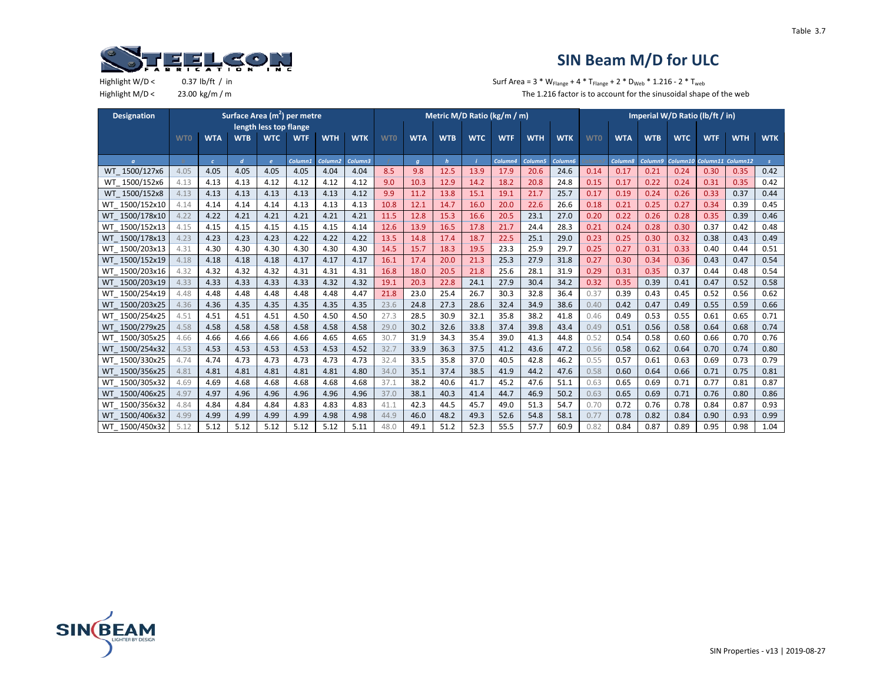Table 3.7

# SIN Beam M/D for ULC

Highlight W/D < 0.37 lb/ft / in

Highlight M/D < 23.00 kg/m / m

Surf Area = 3 * $W_{Flange}$ + 4 * $T_{Flange}$ + 2 * $D_{Web}$ * 1.216 - 2 * $T_{web}$

The 1.216 factor is to account for the sinusoidal shape of the web

| Designation | Surface Area ($m^2$) per metre length less top flange | | | | | | | Metric M/D Ratio (kg/m / m) | | | | | | | Imperial W/D Ratio (lb/ft / in) | | | | | | |
|---|---|---|---|---|---|---|---|---|---|---|---|---|---|---|---|---|---|---|---|---|---|
| | WT0 | WTA | WTB | WTC | WTF | WTH | WTK | WT0 | WTA | WTB | WTC | WTF | WTH | WTK | WT0 | WTA | WTB | WTC | WTF | WTH | WTK |
| a | | c | d | e | Column1 | Column2 | Column3 | | g | h | i | Column4 | Column5 | Column6 | | Column8 | Column9 | Column10 | Column11 | Column12 | s |
| WT_ 1500/127x6 | 4.05 | 4.05 | 4.05 | 4.05 | 4.05 | 4.04 | 4.04 | 8.5 | 9.8 | 12.5 | 13.9 | 17.9 | 20.6 | 24.6 | 0.14 | 0.17 | 0.21 | 0.24 | 0.30 | 0.35 | 0.42 |
| WT_ 1500/152x6 | 4.13 | 4.13 | 4.13 | 4.12 | 4.12 | 4.12 | 4.12 | 9.0 | 10.3 | 12.9 | 14.2 | 18.2 | 20.8 | 24.8 | 0.15 | 0.17 | 0.22 | 0.24 | 0.31 | 0.35 | 0.42 |
| WT_ 1500/152x8 | 4.13 | 4.13 | 4.13 | 4.13 | 4.13 | 4.13 | 4.12 | 9.9 | 11.2 | 13.8 | 15.1 | 19.1 | 21.7 | 25.7 | 0.17 | 0.19 | 0.24 | 0.26 | 0.33 | 0.37 | 0.44 |
| WT_ 1500/152x10 | 4.14 | 4.14 | 4.14 | 4.14 | 4.13 | 4.13 | 4.13 | 10.8 | 12.1 | 14.7 | 16.0 | 20.0 | 22.6 | 26.6 | 0.18 | 0.21 | 0.25 | 0.27 | 0.34 | 0.39 | 0.45 |
| WT_ 1500/178x10 | 4.22 | 4.22 | 4.21 | 4.21 | 4.21 | 4.21 | 4.21 | 11.5 | 12.8 | 15.3 | 16.6 | 20.5 | 23.1 | 27.0 | 0.20 | 0.22 | 0.26 | 0.28 | 0.35 | 0.39 | 0.46 |
| WT_ 1500/152x13 | 4.15 | 4.15 | 4.15 | 4.15 | 4.15 | 4.15 | 4.14 | 12.6 | 13.9 | 16.5 | 17.8 | 21.7 | 24.4 | 28.3 | 0.21 | 0.24 | 0.28 | 0.30 | 0.37 | 0.42 | 0.48 |
| WT_ 1500/178x13 | 4.23 | 4.23 | 4.23 | 4.23 | 4.22 | 4.22 | 4.22 | 13.5 | 14.8 | 17.4 | 18.7 | 22.5 | 25.1 | 29.0 | 0.23 | 0.25 | 0.30 | 0.32 | 0.38 | 0.43 | 0.49 |
| WT_ 1500/203x13 | 4.31 | 4.30 | 4.30 | 4.30 | 4.30 | 4.30 | 4.30 | 14.5 | 15.7 | 18.3 | 19.5 | 23.3 | 25.9 | 29.7 | 0.25 | 0.27 | 0.31 | 0.33 | 0.40 | 0.44 | 0.51 |
| WT_ 1500/152x19 | 4.18 | 4.18 | 4.18 | 4.18 | 4.17 | 4.17 | 4.17 | 16.1 | 17.4 | 20.0 | 21.3 | 25.3 | 27.9 | 31.8 | 0.27 | 0.30 | 0.34 | 0.36 | 0.43 | 0.47 | 0.54 |
| WT_ 1500/203x16 | 4.32 | 4.32 | 4.32 | 4.32 | 4.31 | 4.31 | 4.31 | 16.8 | 18.0 | 20.5 | 21.8 | 25.6 | 28.1 | 31.9 | 0.29 | 0.31 | 0.35 | 0.37 | 0.44 | 0.48 | 0.54 |
| WT_ 1500/203x19 | 4.33 | 4.33 | 4.33 | 4.33 | 4.33 | 4.32 | 4.32 | 19.1 | 20.3 | 22.8 | 24.1 | 27.9 | 30.4 | 34.2 | 0.32 | 0.35 | 0.39 | 0.41 | 0.47 | 0.52 | 0.58 |
| WT_ 1500/254x19 | 4.48 | 4.48 | 4.48 | 4.48 | 4.48 | 4.48 | 4.47 | 21.8 | 23.0 | 25.4 | 26.7 | 30.3 | 32.8 | 36.4 | 0.37 | 0.39 | 0.43 | 0.45 | 0.52 | 0.56 | 0.62 |
| WT_ 1500/203x25 | 4.36 | 4.36 | 4.35 | 4.35 | 4.35 | 4.35 | 4.35 | 23.6 | 24.8 | 27.3 | 28.6 | 32.4 | 34.9 | 38.6 | 0.40 | 0.42 | 0.47 | 0.49 | 0.55 | 0.59 | 0.66 |
| WT_ 1500/254x25 | 4.51 | 4.51 | 4.51 | 4.51 | 4.50 | 4.50 | 4.50 | 27.3 | 28.5 | 30.9 | 32.1 | 35.8 | 38.2 | 41.8 | 0.46 | 0.49 | 0.53 | 0.55 | 0.61 | 0.65 | 0.71 |
| WT_ 1500/279x25 | 4.58 | 4.58 | 4.58 | 4.58 | 4.58 | 4.58 | 4.58 | 29.0 | 30.2 | 32.6 | 33.8 | 37.4 | 39.8 | 43.4 | 0.49 | 0.51 | 0.56 | 0.58 | 0.64 | 0.68 | 0.74 |
| WT_ 1500/305x25 | 4.66 | 4.66 | 4.66 | 4.66 | 4.66 | 4.65 | 4.65 | 30.7 | 31.9 | 34.3 | 35.4 | 39.0 | 41.3 | 44.8 | 0.52 | 0.54 | 0.58 | 0.60 | 0.66 | 0.70 | 0.76 |
| WT_ 1500/254x32 | 4.53 | 4.53 | 4.53 | 4.53 | 4.53 | 4.53 | 4.52 | 32.7 | 33.9 | 36.3 | 37.5 | 41.2 | 43.6 | 47.2 | 0.56 | 0.58 | 0.62 | 0.64 | 0.70 | 0.74 | 0.80 |
| WT_ 1500/330x25 | 4.74 | 4.74 | 4.73 | 4.73 | 4.73 | 4.73 | 4.73 | 32.4 | 33.5 | 35.8 | 37.0 | 40.5 | 42.8 | 46.2 | 0.55 | 0.57 | 0.61 | 0.63 | 0.69 | 0.73 | 0.79 |
| WT_ 1500/356x25 | 4.81 | 4.81 | 4.81 | 4.81 | 4.81 | 4.81 | 4.80 | 34.0 | 35.1 | 37.4 | 38.5 | 41.9 | 44.2 | 47.6 | 0.58 | 0.60 | 0.64 | 0.66 | 0.71 | 0.75 | 0.81 |
| WT_ 1500/305x32 | 4.69 | 4.69 | 4.68 | 4.68 | 4.68 | 4.68 | 4.68 | 37.1 | 38.2 | 40.6 | 41.7 | 45.2 | 47.6 | 51.1 | 0.63 | 0.65 | 0.69 | 0.71 | 0.77 | 0.81 | 0.87 |
| WT_ 1500/406x25 | 4.97 | 4.97 | 4.96 | 4.96 | 4.96 | 4.96 | 4.96 | 37.0 | 38.1 | 40.3 | 41.4 | 44.7 | 46.9 | 50.2 | 0.63 | 0.65 | 0.69 | 0.71 | 0.76 | 0.80 | 0.86 |
| WT_ 1500/356x32 | 4.84 | 4.84 | 4.84 | 4.84 | 4.83 | 4.83 | 4.83 | 41.1 | 42.3 | 44.5 | 45.7 | 49.0 | 51.3 | 54.7 | 0.70 | 0.72 | 0.76 | 0.78 | 0.84 | 0.87 | 0.93 |
| WT_ 1500/406x32 | 4.99 | 4.99 | 4.99 | 4.99 | 4.99 | 4.98 | 4.98 | 44.9 | 46.0 | 48.2 | 49.3 | 52.6 | 54.8 | 58.1 | 0.77 | 0.78 | 0.82 | 0.84 | 0.90 | 0.93 | 0.99 |
| WT_ 1500/450x32 | 5.12 | 5.12 | 5.12 | 5.12 | 5.12 | 5.12 | 5.11 | 48.0 | 49.1 | 51.2 | 52.3 | 55.5 | 57.7 | 60.9 | 0.82 | 0.84 | 0.87 | 0.89 | 0.95 | 0.98 | 1.04 |

SIN Properties - v13 | 2019-08-27